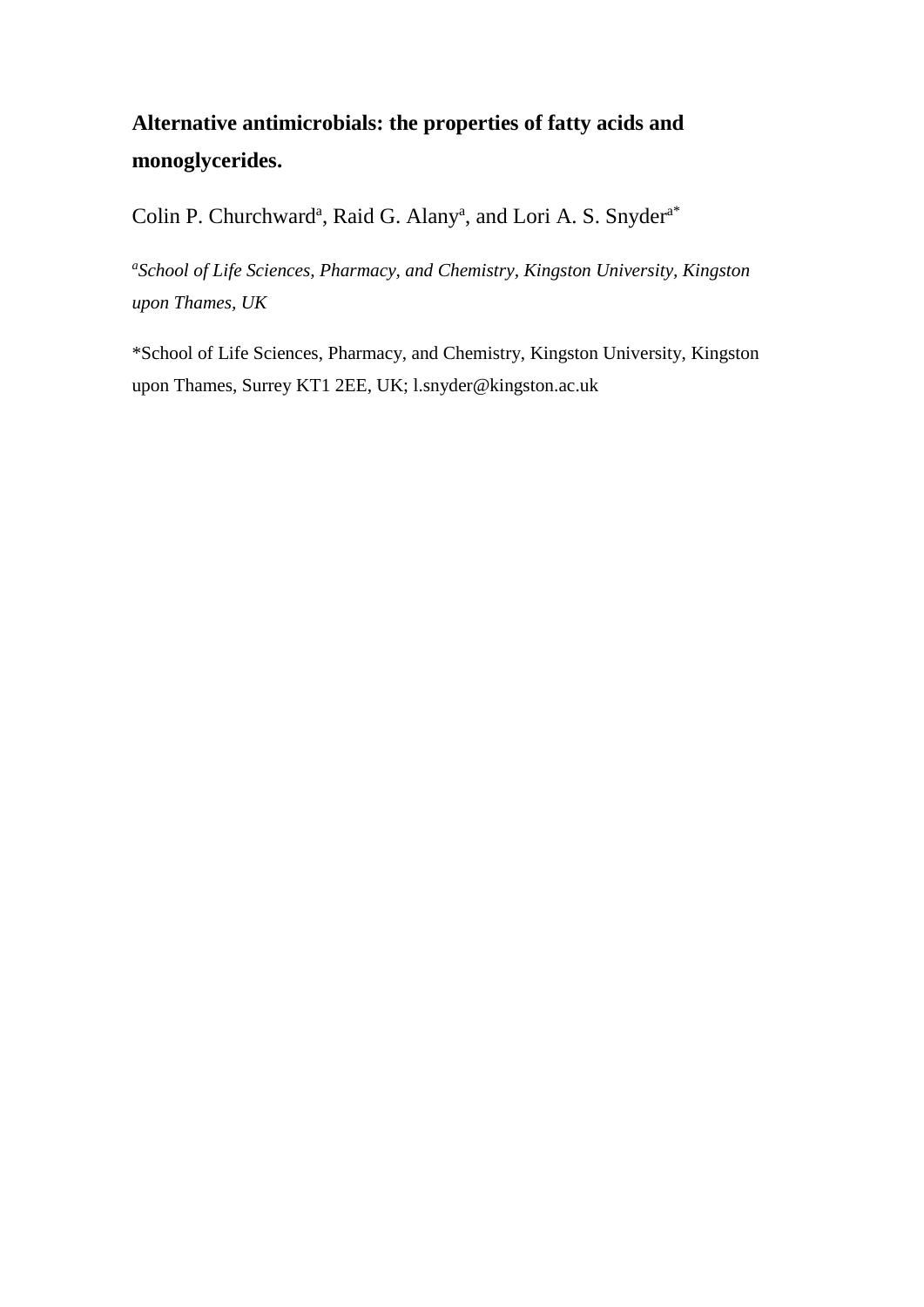# Alternative antimicrobials: the properties of fatty acids and monoglycerides.

Colin P. Churchward[a], Raid G. Alany[a], and Lori A. S. Snyder[a*]

*[a]School of Life Sciences, Pharmacy, and Chemistry, Kingston University, Kingston upon Thames, UK*

*School of Life Sciences, Pharmacy, and Chemistry, Kingston University, Kingston upon Thames, Surrey KT1 2EE, UK; l.snyder@kingston.ac.uk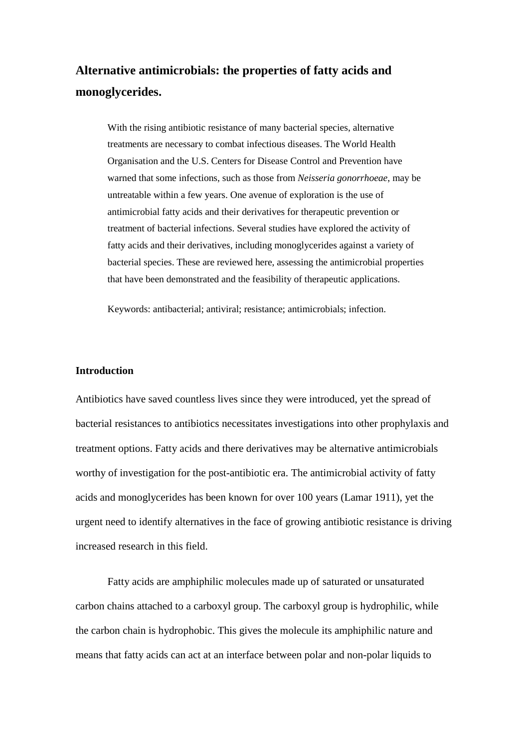# Alternative antimicrobials: the properties of fatty acids and monoglycerides.

With the rising antibiotic resistance of many bacterial species, alternative treatments are necessary to combat infectious diseases. The World Health Organisation and the U.S. Centers for Disease Control and Prevention have warned that some infections, such as those from *Neisseria gonorrhoeae*, may be untreatable within a few years. One avenue of exploration is the use of antimicrobial fatty acids and their derivatives for therapeutic prevention or treatment of bacterial infections. Several studies have explored the activity of fatty acids and their derivatives, including monoglycerides against a variety of bacterial species. These are reviewed here, assessing the antimicrobial properties that have been demonstrated and the feasibility of therapeutic applications.

Keywords: antibacterial; antiviral; resistance; antimicrobials; infection.

## Introduction

Antibiotics have saved countless lives since they were introduced, yet the spread of bacterial resistances to antibiotics necessitates investigations into other prophylaxis and treatment options. Fatty acids and there derivatives may be alternative antimicrobials worthy of investigation for the post-antibiotic era. The antimicrobial activity of fatty acids and monoglycerides has been known for over 100 years (Lamar 1911), yet the urgent need to identify alternatives in the face of growing antibiotic resistance is driving increased research in this field.

Fatty acids are amphiphilic molecules made up of saturated or unsaturated carbon chains attached to a carboxyl group. The carboxyl group is hydrophilic, while the carbon chain is hydrophobic. This gives the molecule its amphiphilic nature and means that fatty acids can act at an interface between polar and non-polar liquids to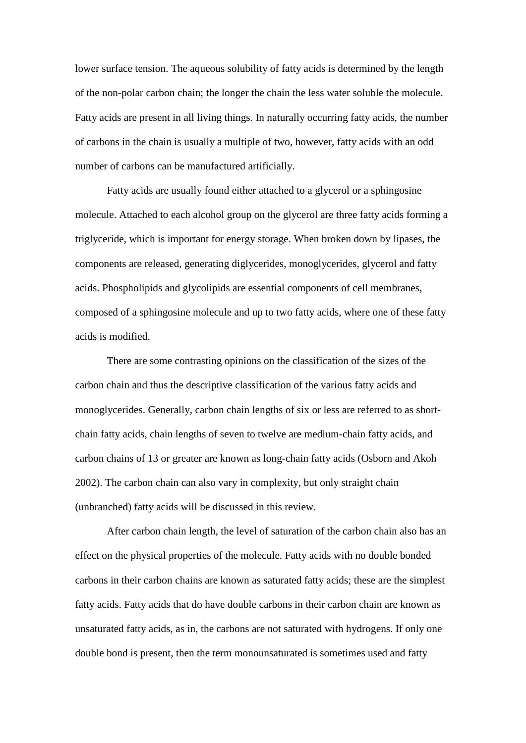lower surface tension. The aqueous solubility of fatty acids is determined by the length of the non-polar carbon chain; the longer the chain the less water soluble the molecule. Fatty acids are present in all living things. In naturally occurring fatty acids, the number of carbons in the chain is usually a multiple of two, however, fatty acids with an odd number of carbons can be manufactured artificially.

Fatty acids are usually found either attached to a glycerol or a sphingosine molecule. Attached to each alcohol group on the glycerol are three fatty acids forming a triglyceride, which is important for energy storage. When broken down by lipases, the components are released, generating diglycerides, monoglycerides, glycerol and fatty acids. Phospholipids and glycolipids are essential components of cell membranes, composed of a sphingosine molecule and up to two fatty acids, where one of these fatty acids is modified.

There are some contrasting opinions on the classification of the sizes of the carbon chain and thus the descriptive classification of the various fatty acids and monoglycerides. Generally, carbon chain lengths of six or less are referred to as short-chain fatty acids, chain lengths of seven to twelve are medium-chain fatty acids, and carbon chains of 13 or greater are known as long-chain fatty acids (Osborn and Akoh 2002). The carbon chain can also vary in complexity, but only straight chain (unbranched) fatty acids will be discussed in this review.

After carbon chain length, the level of saturation of the carbon chain also has an effect on the physical properties of the molecule. Fatty acids with no double bonded carbons in their carbon chains are known as saturated fatty acids; these are the simplest fatty acids. Fatty acids that do have double carbons in their carbon chain are known as unsaturated fatty acids, as in, the carbons are not saturated with hydrogens. If only one double bond is present, then the term monounsaturated is sometimes used and fatty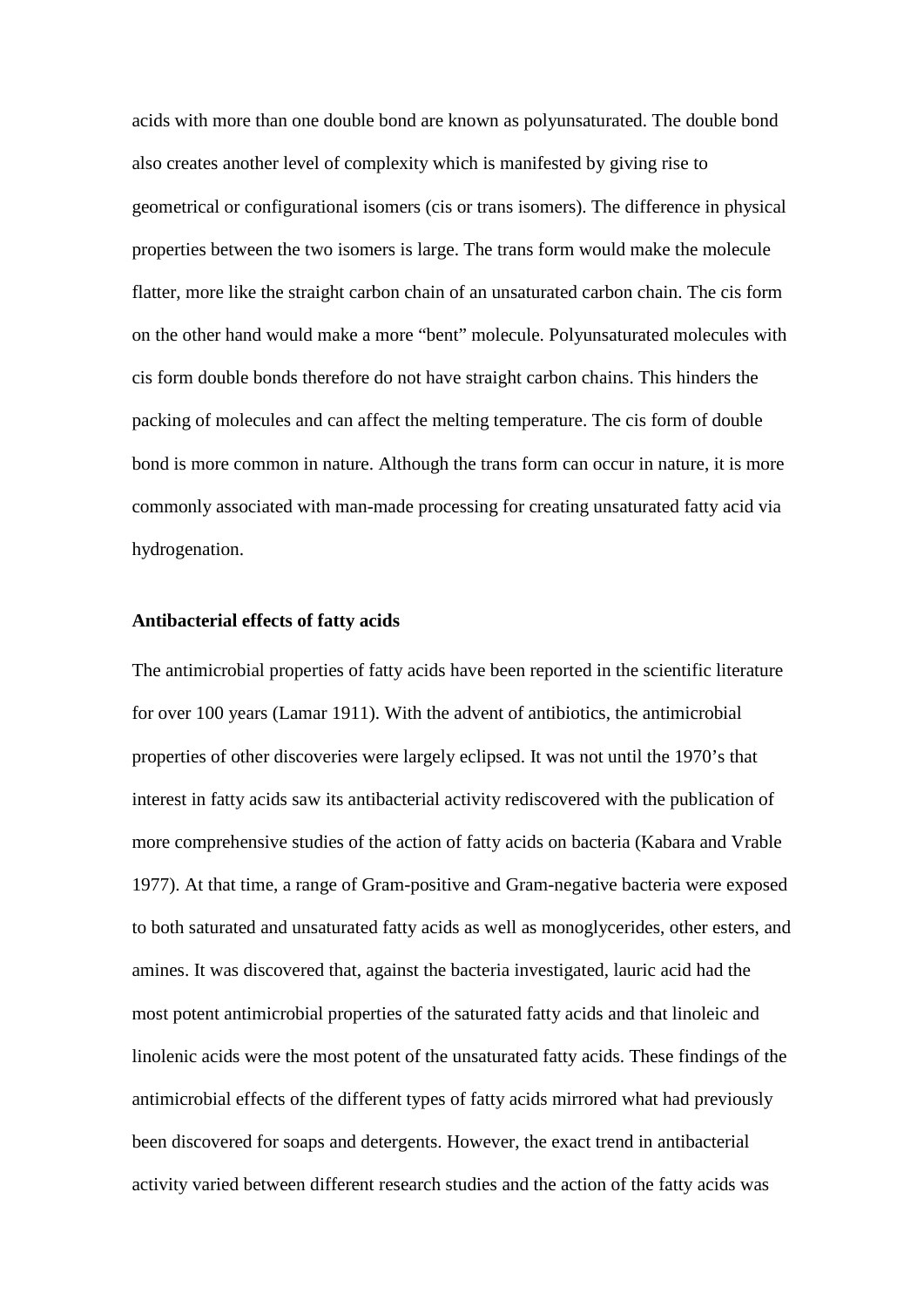acids with more than one double bond are known as polyunsaturated. The double bond also creates another level of complexity which is manifested by giving rise to geometrical or configurational isomers (cis or trans isomers). The difference in physical properties between the two isomers is large. The trans form would make the molecule flatter, more like the straight carbon chain of an unsaturated carbon chain. The cis form on the other hand would make a more "bent" molecule. Polyunsaturated molecules with cis form double bonds therefore do not have straight carbon chains. This hinders the packing of molecules and can affect the melting temperature. The cis form of double bond is more common in nature. Although the trans form can occur in nature, it is more commonly associated with man-made processing for creating unsaturated fatty acid via hydrogenation.

**Antibacterial effects of fatty acids**

The antimicrobial properties of fatty acids have been reported in the scientific literature for over 100 years (Lamar 1911). With the advent of antibiotics, the antimicrobial properties of other discoveries were largely eclipsed. It was not until the 1970's that interest in fatty acids saw its antibacterial activity rediscovered with the publication of more comprehensive studies of the action of fatty acids on bacteria (Kabara and Vrable 1977). At that time, a range of Gram-positive and Gram-negative bacteria were exposed to both saturated and unsaturated fatty acids as well as monoglycerides, other esters, and amines. It was discovered that, against the bacteria investigated, lauric acid had the most potent antimicrobial properties of the saturated fatty acids and that linoleic and linolenic acids were the most potent of the unsaturated fatty acids. These findings of the antimicrobial effects of the different types of fatty acids mirrored what had previously been discovered for soaps and detergents. However, the exact trend in antibacterial activity varied between different research studies and the action of the fatty acids was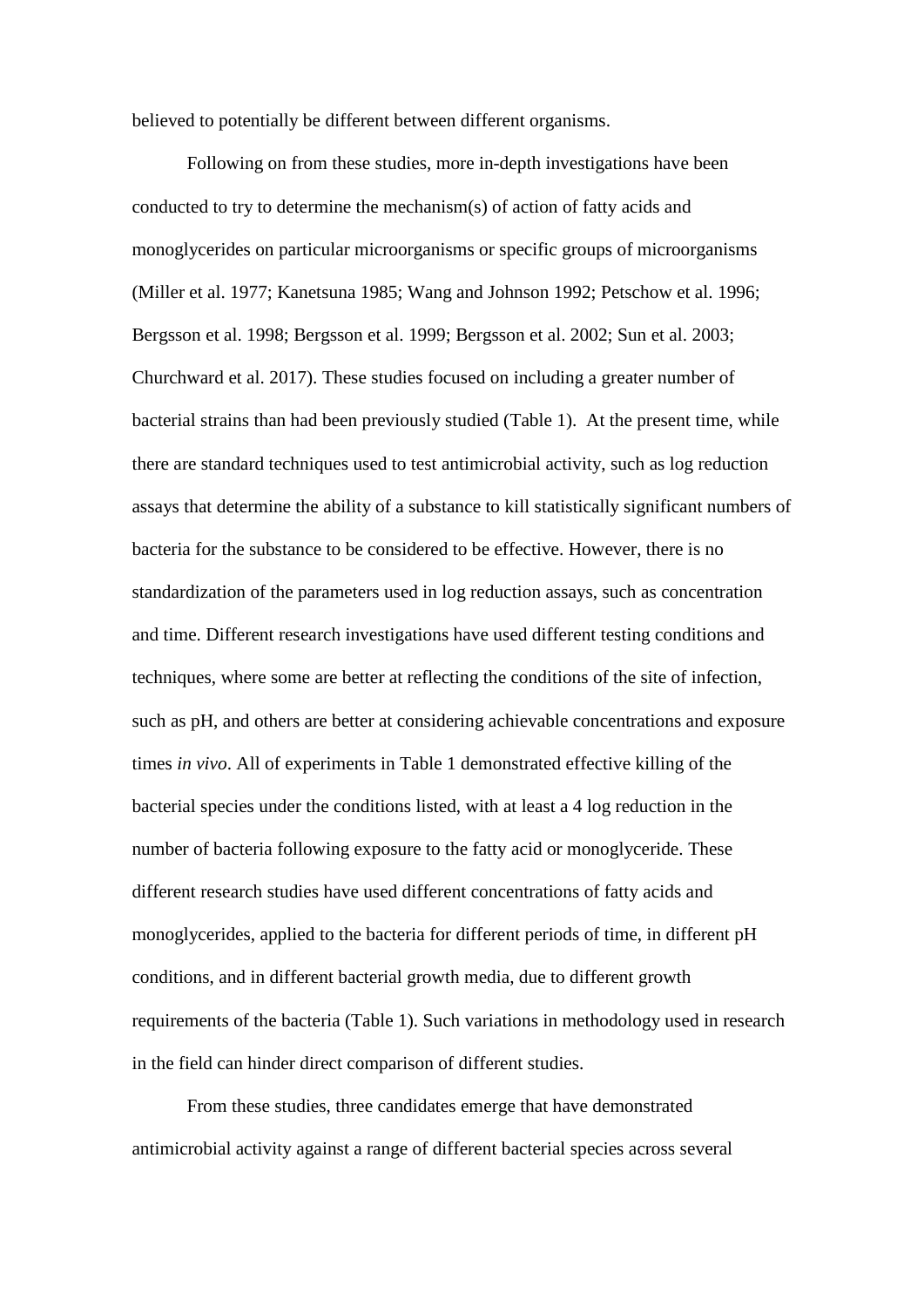believed to potentially be different between different organisms.

Following on from these studies, more in-depth investigations have been conducted to try to determine the mechanism(s) of action of fatty acids and monoglycerides on particular microorganisms or specific groups of microorganisms (Miller et al. 1977; Kanetsuna 1985; Wang and Johnson 1992; Petschow et al. 1996; Bergsson et al. 1998; Bergsson et al. 1999; Bergsson et al. 2002; Sun et al. 2003; Churchward et al. 2017). These studies focused on including a greater number of bacterial strains than had been previously studied (Table 1). At the present time, while there are standard techniques used to test antimicrobial activity, such as log reduction assays that determine the ability of a substance to kill statistically significant numbers of bacteria for the substance to be considered to be effective. However, there is no standardization of the parameters used in log reduction assays, such as concentration and time. Different research investigations have used different testing conditions and techniques, where some are better at reflecting the conditions of the site of infection, such as pH, and others are better at considering achievable concentrations and exposure times *in vivo*. All of experiments in Table 1 demonstrated effective killing of the bacterial species under the conditions listed, with at least a 4 log reduction in the number of bacteria following exposure to the fatty acid or monoglyceride. These different research studies have used different concentrations of fatty acids and monoglycerides, applied to the bacteria for different periods of time, in different pH conditions, and in different bacterial growth media, due to different growth requirements of the bacteria (Table 1). Such variations in methodology used in research in the field can hinder direct comparison of different studies.

From these studies, three candidates emerge that have demonstrated antimicrobial activity against a range of different bacterial species across several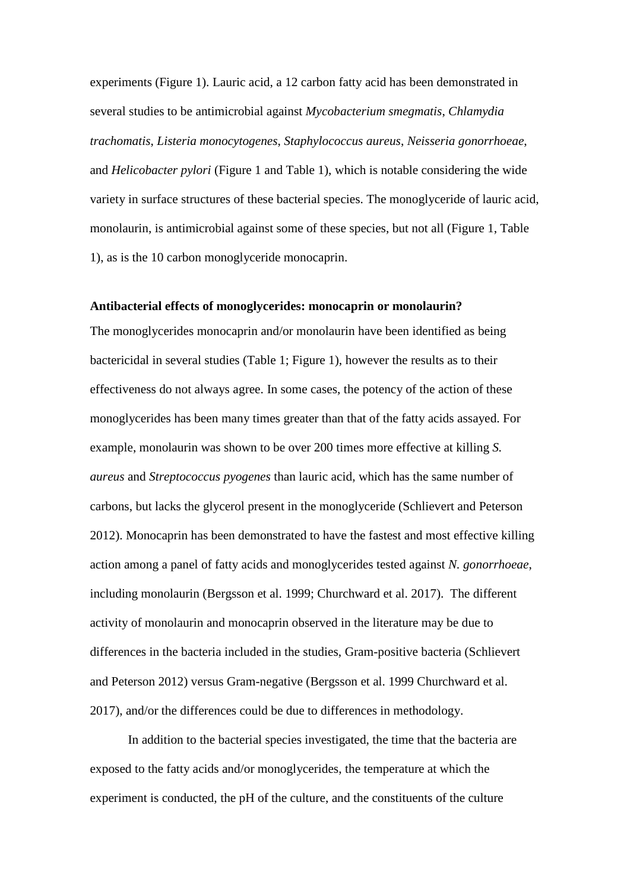experiments (Figure 1). Lauric acid, a 12 carbon fatty acid has been demonstrated in several studies to be antimicrobial against *Mycobacterium smegmatis*, *Chlamydia trachomatis*, *Listeria monocytogenes*, *Staphylococcus aureus*, *Neisseria gonorrhoeae*, and *Helicobacter pylori* (Figure 1 and Table 1), which is notable considering the wide variety in surface structures of these bacterial species. The monoglyceride of lauric acid, monolaurin, is antimicrobial against some of these species, but not all (Figure 1, Table 1), as is the 10 carbon monoglyceride monocaprin.

**Antibacterial effects of monoglycerides: monocaprin or monolaurin?**

The monoglycerides monocaprin and/or monolaurin have been identified as being bactericidal in several studies (Table 1; Figure 1), however the results as to their effectiveness do not always agree. In some cases, the potency of the action of these monoglycerides has been many times greater than that of the fatty acids assayed. For example, monolaurin was shown to be over 200 times more effective at killing *S. aureus* and *Streptococcus pyogenes* than lauric acid, which has the same number of carbons, but lacks the glycerol present in the monoglyceride (Schlievert and Peterson 2012). Monocaprin has been demonstrated to have the fastest and most effective killing action among a panel of fatty acids and monoglycerides tested against *N. gonorrhoeae*, including monolaurin (Bergsson et al. 1999; Churchward et al. 2017). The different activity of monolaurin and monocaprin observed in the literature may be due to differences in the bacteria included in the studies, Gram-positive bacteria (Schlievert and Peterson 2012) versus Gram-negative (Bergsson et al. 1999 Churchward et al. 2017), and/or the differences could be due to differences in methodology.

In addition to the bacterial species investigated, the time that the bacteria are exposed to the fatty acids and/or monoglycerides, the temperature at which the experiment is conducted, the pH of the culture, and the constituents of the culture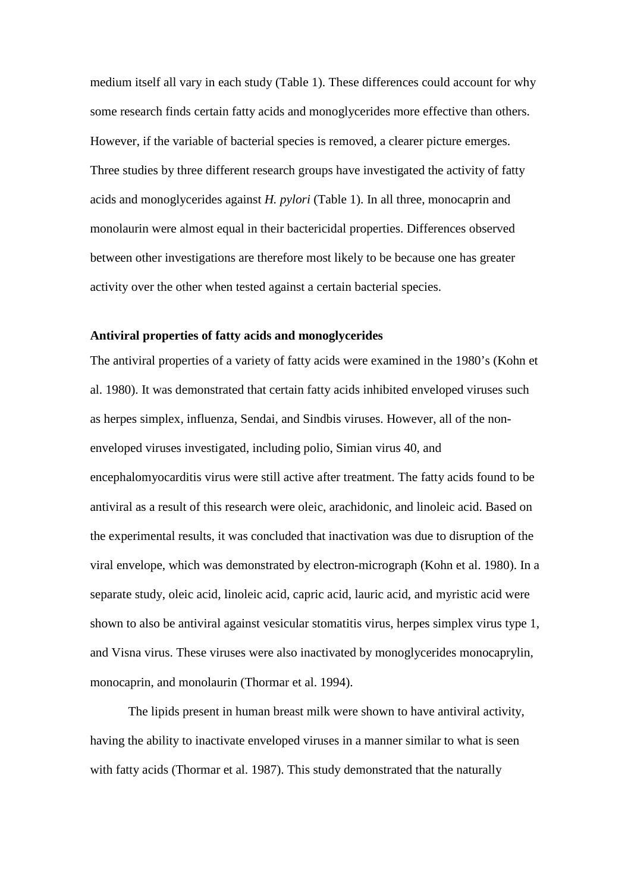medium itself all vary in each study (Table 1). These differences could account for why some research finds certain fatty acids and monoglycerides more effective than others. However, if the variable of bacterial species is removed, a clearer picture emerges. Three studies by three different research groups have investigated the activity of fatty acids and monoglycerides against *H. pylori* (Table 1). In all three, monocaprin and monolaurin were almost equal in their bactericidal properties. Differences observed between other investigations are therefore most likely to be because one has greater activity over the other when tested against a certain bacterial species.

**Antiviral properties of fatty acids and monoglycerides**

The antiviral properties of a variety of fatty acids were examined in the 1980's (Kohn et al. 1980). It was demonstrated that certain fatty acids inhibited enveloped viruses such as herpes simplex, influenza, Sendai, and Sindbis viruses. However, all of the non-enveloped viruses investigated, including polio, Simian virus 40, and encephalomyocarditis virus were still active after treatment. The fatty acids found to be antiviral as a result of this research were oleic, arachidonic, and linoleic acid. Based on the experimental results, it was concluded that inactivation was due to disruption of the viral envelope, which was demonstrated by electron-micrograph (Kohn et al. 1980). In a separate study, oleic acid, linoleic acid, capric acid, lauric acid, and myristic acid were shown to also be antiviral against vesicular stomatitis virus, herpes simplex virus type 1, and Visna virus. These viruses were also inactivated by monoglycerides monocaprylin, monocaprin, and monolaurin (Thormar et al. 1994).

The lipids present in human breast milk were shown to have antiviral activity, having the ability to inactivate enveloped viruses in a manner similar to what is seen with fatty acids (Thormar et al. 1987). This study demonstrated that the naturally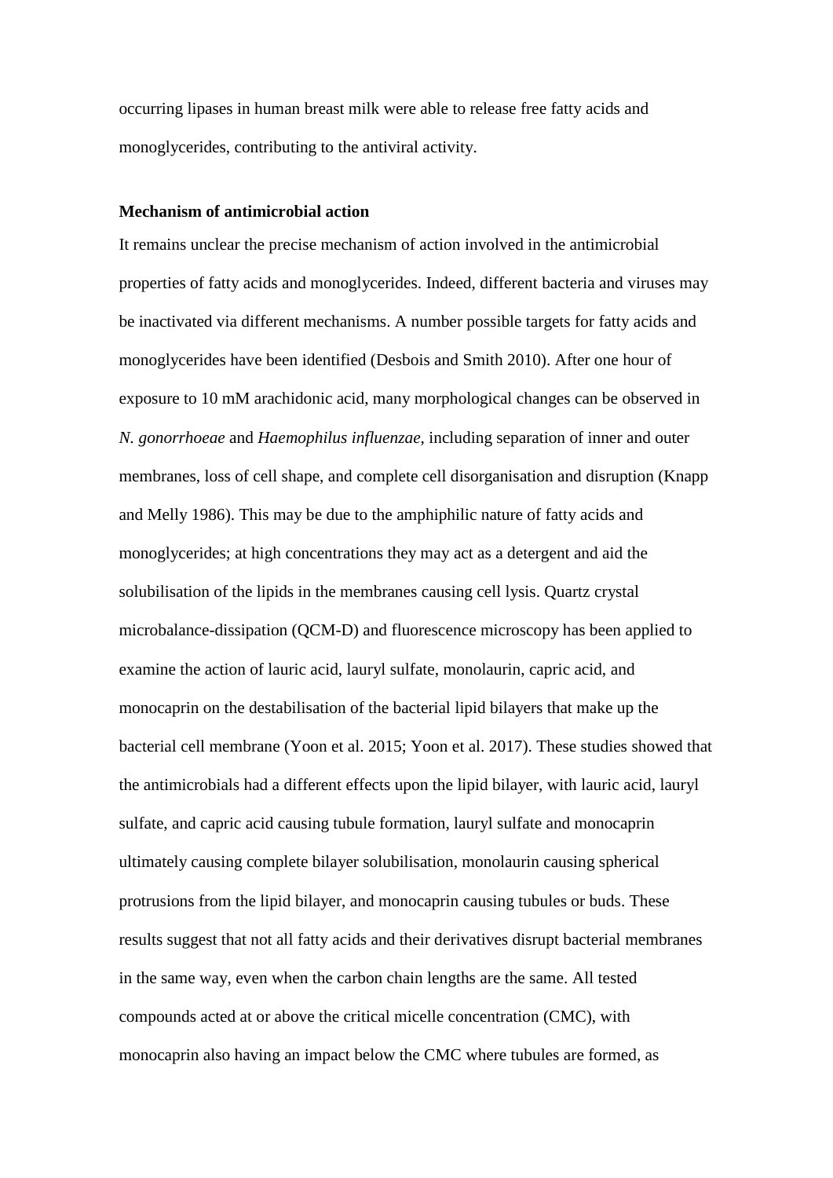occurring lipases in human breast milk were able to release free fatty acids and monoglycerides, contributing to the antiviral activity.

**Mechanism of antimicrobial action**

It remains unclear the precise mechanism of action involved in the antimicrobial properties of fatty acids and monoglycerides. Indeed, different bacteria and viruses may be inactivated via different mechanisms. A number possible targets for fatty acids and monoglycerides have been identified (Desbois and Smith 2010). After one hour of exposure to 10 mM arachidonic acid, many morphological changes can be observed in *N. gonorrhoeae* and *Haemophilus influenzae*, including separation of inner and outer membranes, loss of cell shape, and complete cell disorganisation and disruption (Knapp and Melly 1986). This may be due to the amphiphilic nature of fatty acids and monoglycerides; at high concentrations they may act as a detergent and aid the solubilisation of the lipids in the membranes causing cell lysis. Quartz crystal microbalance-dissipation (QCM-D) and fluorescence microscopy has been applied to examine the action of lauric acid, lauryl sulfate, monolaurin, capric acid, and monocaprin on the destabilisation of the bacterial lipid bilayers that make up the bacterial cell membrane (Yoon et al. 2015; Yoon et al. 2017). These studies showed that the antimicrobials had a different effects upon the lipid bilayer, with lauric acid, lauryl sulfate, and capric acid causing tubule formation, lauryl sulfate and monocaprin ultimately causing complete bilayer solubilisation, monolaurin causing spherical protrusions from the lipid bilayer, and monocaprin causing tubules or buds. These results suggest that not all fatty acids and their derivatives disrupt bacterial membranes in the same way, even when the carbon chain lengths are the same. All tested compounds acted at or above the critical micelle concentration (CMC), with monocaprin also having an impact below the CMC where tubules are formed, as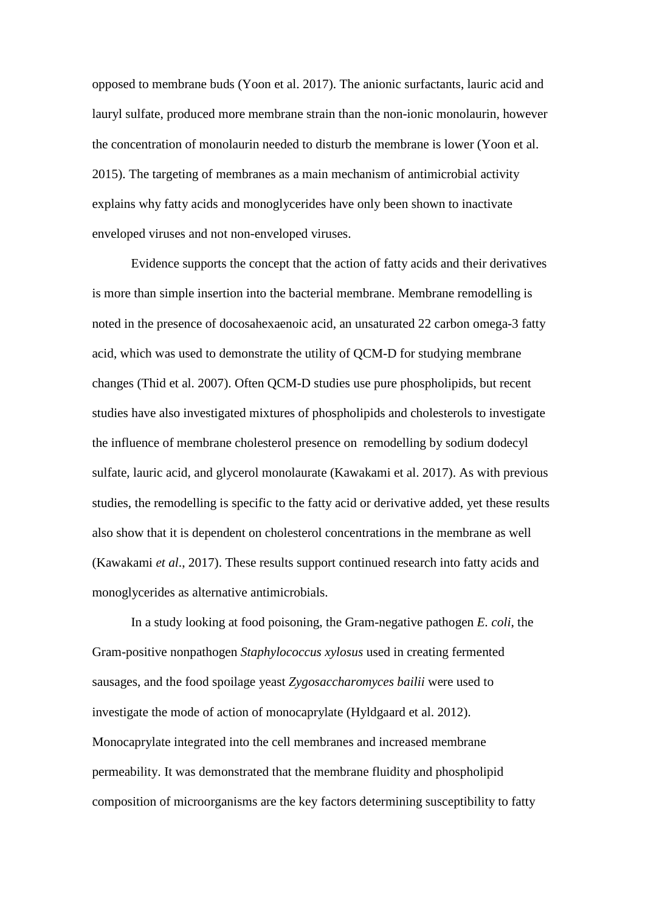opposed to membrane buds (Yoon et al. 2017). The anionic surfactants, lauric acid and lauryl sulfate, produced more membrane strain than the non-ionic monolaurin, however the concentration of monolaurin needed to disturb the membrane is lower (Yoon et al. 2015). The targeting of membranes as a main mechanism of antimicrobial activity explains why fatty acids and monoglycerides have only been shown to inactivate enveloped viruses and not non-enveloped viruses.

Evidence supports the concept that the action of fatty acids and their derivatives is more than simple insertion into the bacterial membrane. Membrane remodelling is noted in the presence of docosahexaenoic acid, an unsaturated 22 carbon omega-3 fatty acid, which was used to demonstrate the utility of QCM-D for studying membrane changes (Thid et al. 2007). Often QCM-D studies use pure phospholipids, but recent studies have also investigated mixtures of phospholipids and cholesterols to investigate the influence of membrane cholesterol presence on  remodelling by sodium dodecyl sulfate, lauric acid, and glycerol monolaurate (Kawakami et al. 2017). As with previous studies, the remodelling is specific to the fatty acid or derivative added, yet these results also show that it is dependent on cholesterol concentrations in the membrane as well (Kawakami *et al*., 2017). These results support continued research into fatty acids and monoglycerides as alternative antimicrobials.

In a study looking at food poisoning, the Gram-negative pathogen *E. coli*, the Gram-positive nonpathogen *Staphylococcus xylosus* used in creating fermented sausages, and the food spoilage yeast *Zygosaccharomyces bailii* were used to investigate the mode of action of monocaprylate (Hyldgaard et al. 2012). Monocaprylate integrated into the cell membranes and increased membrane permeability. It was demonstrated that the membrane fluidity and phospholipid composition of microorganisms are the key factors determining susceptibility to fatty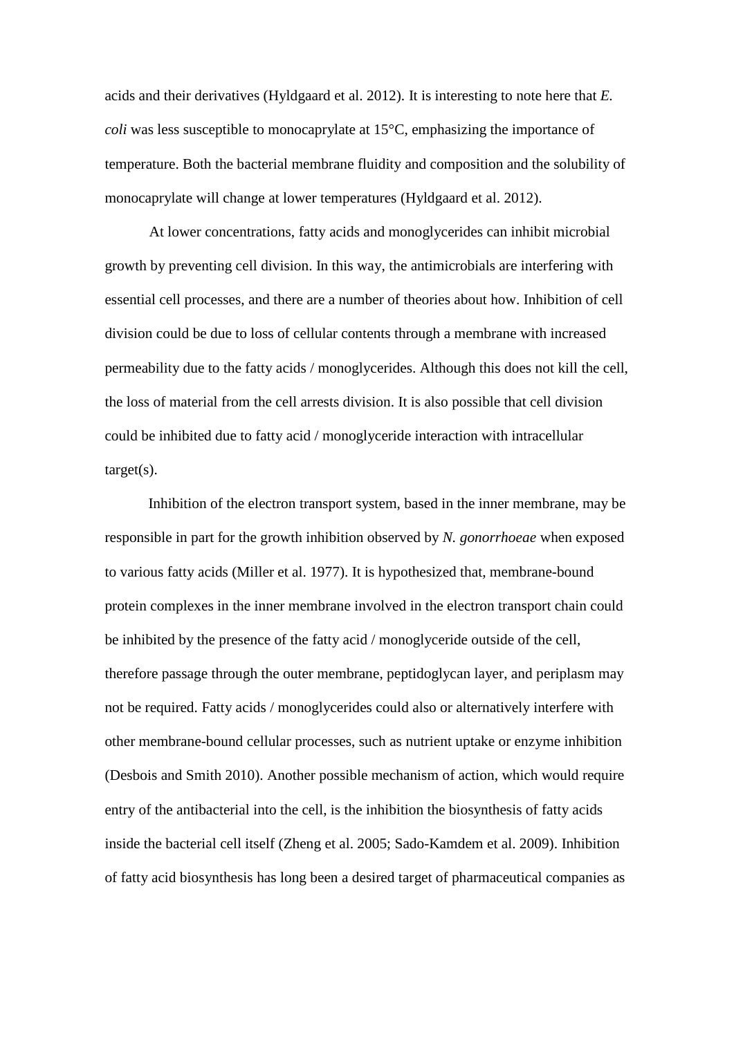acids and their derivatives (Hyldgaard et al. 2012). It is interesting to note here that *E. coli* was less susceptible to monocaprylate at 15°C, emphasizing the importance of temperature. Both the bacterial membrane fluidity and composition and the solubility of monocaprylate will change at lower temperatures (Hyldgaard et al. 2012).

At lower concentrations, fatty acids and monoglycerides can inhibit microbial growth by preventing cell division. In this way, the antimicrobials are interfering with essential cell processes, and there are a number of theories about how. Inhibition of cell division could be due to loss of cellular contents through a membrane with increased permeability due to the fatty acids / monoglycerides. Although this does not kill the cell, the loss of material from the cell arrests division. It is also possible that cell division could be inhibited due to fatty acid / monoglyceride interaction with intracellular target(s).

Inhibition of the electron transport system, based in the inner membrane, may be responsible in part for the growth inhibition observed by *N. gonorrhoeae* when exposed to various fatty acids (Miller et al. 1977). It is hypothesized that, membrane-bound protein complexes in the inner membrane involved in the electron transport chain could be inhibited by the presence of the fatty acid / monoglyceride outside of the cell, therefore passage through the outer membrane, peptidoglycan layer, and periplasm may not be required. Fatty acids / monoglycerides could also or alternatively interfere with other membrane-bound cellular processes, such as nutrient uptake or enzyme inhibition (Desbois and Smith 2010). Another possible mechanism of action, which would require entry of the antibacterial into the cell, is the inhibition the biosynthesis of fatty acids inside the bacterial cell itself (Zheng et al. 2005; Sado-Kamdem et al. 2009). Inhibition of fatty acid biosynthesis has long been a desired target of pharmaceutical companies as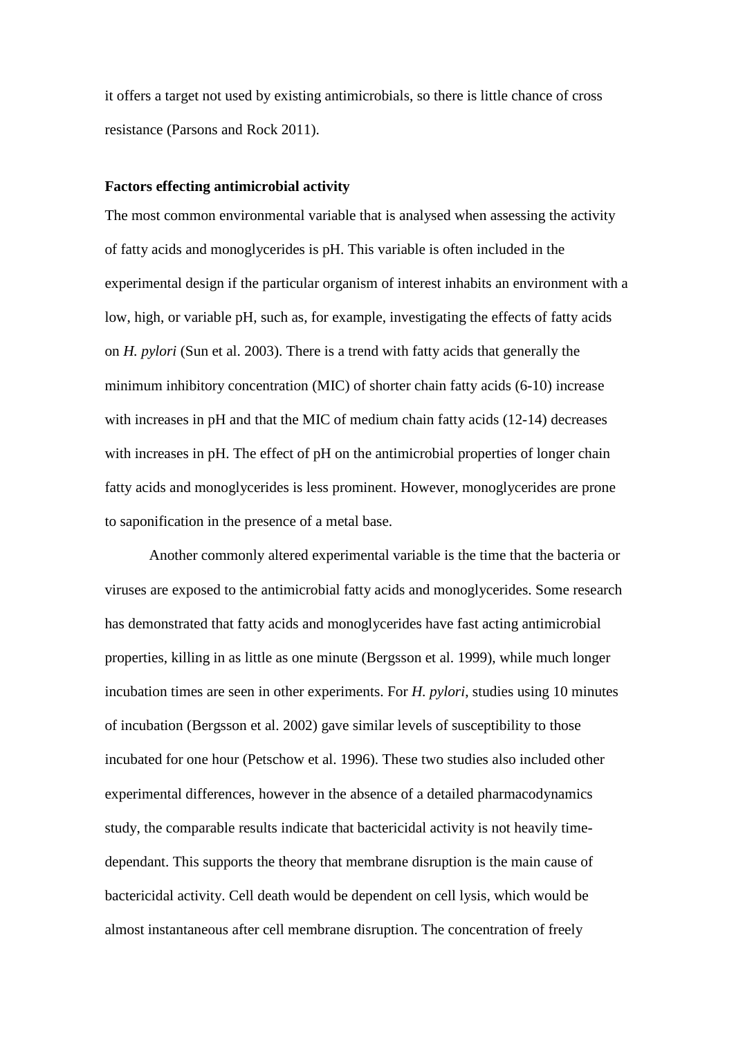it offers a target not used by existing antimicrobials, so there is little chance of cross resistance (Parsons and Rock 2011).

**Factors effecting antimicrobial activity**

The most common environmental variable that is analysed when assessing the activity of fatty acids and monoglycerides is pH. This variable is often included in the experimental design if the particular organism of interest inhabits an environment with a low, high, or variable pH, such as, for example, investigating the effects of fatty acids on *H. pylori* (Sun et al. 2003). There is a trend with fatty acids that generally the minimum inhibitory concentration (MIC) of shorter chain fatty acids (6-10) increase with increases in pH and that the MIC of medium chain fatty acids (12-14) decreases with increases in pH. The effect of pH on the antimicrobial properties of longer chain fatty acids and monoglycerides is less prominent. However, monoglycerides are prone to saponification in the presence of a metal base.

Another commonly altered experimental variable is the time that the bacteria or viruses are exposed to the antimicrobial fatty acids and monoglycerides. Some research has demonstrated that fatty acids and monoglycerides have fast acting antimicrobial properties, killing in as little as one minute (Bergsson et al. 1999), while much longer incubation times are seen in other experiments. For *H. pylori*, studies using 10 minutes of incubation (Bergsson et al. 2002) gave similar levels of susceptibility to those incubated for one hour (Petschow et al. 1996). These two studies also included other experimental differences, however in the absence of a detailed pharmacodynamics study, the comparable results indicate that bactericidal activity is not heavily time-dependant. This supports the theory that membrane disruption is the main cause of bactericidal activity. Cell death would be dependent on cell lysis, which would be almost instantaneous after cell membrane disruption. The concentration of freely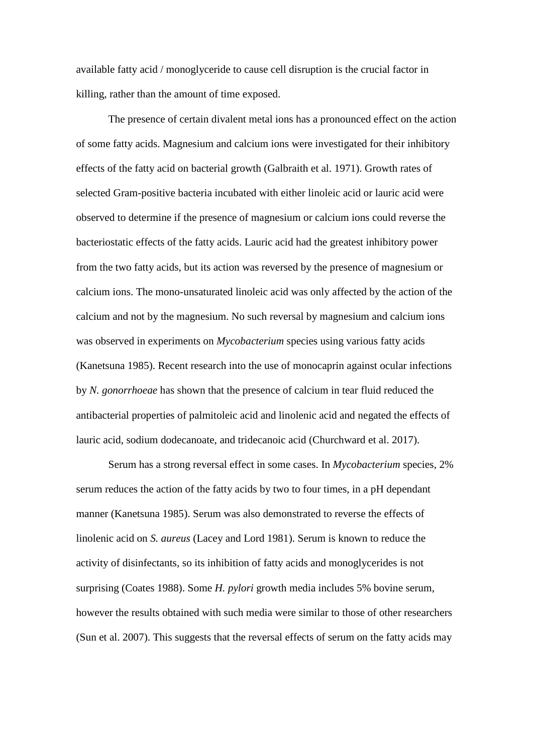available fatty acid / monoglyceride to cause cell disruption is the crucial factor in killing, rather than the amount of time exposed.

The presence of certain divalent metal ions has a pronounced effect on the action of some fatty acids. Magnesium and calcium ions were investigated for their inhibitory effects of the fatty acid on bacterial growth (Galbraith et al. 1971). Growth rates of selected Gram-positive bacteria incubated with either linoleic acid or lauric acid were observed to determine if the presence of magnesium or calcium ions could reverse the bacteriostatic effects of the fatty acids. Lauric acid had the greatest inhibitory power from the two fatty acids, but its action was reversed by the presence of magnesium or calcium ions. The mono-unsaturated linoleic acid was only affected by the action of the calcium and not by the magnesium. No such reversal by magnesium and calcium ions was observed in experiments on *Mycobacterium* species using various fatty acids (Kanetsuna 1985). Recent research into the use of monocaprin against ocular infections by *N. gonorrhoeae* has shown that the presence of calcium in tear fluid reduced the antibacterial properties of palmitoleic acid and linolenic acid and negated the effects of lauric acid, sodium dodecanoate, and tridecanoic acid (Churchward et al. 2017).

Serum has a strong reversal effect in some cases. In *Mycobacterium* species, 2% serum reduces the action of the fatty acids by two to four times, in a pH dependant manner (Kanetsuna 1985). Serum was also demonstrated to reverse the effects of linolenic acid on *S. aureus* (Lacey and Lord 1981). Serum is known to reduce the activity of disinfectants, so its inhibition of fatty acids and monoglycerides is not surprising (Coates 1988). Some *H. pylori* growth media includes 5% bovine serum, however the results obtained with such media were similar to those of other researchers (Sun et al. 2007). This suggests that the reversal effects of serum on the fatty acids may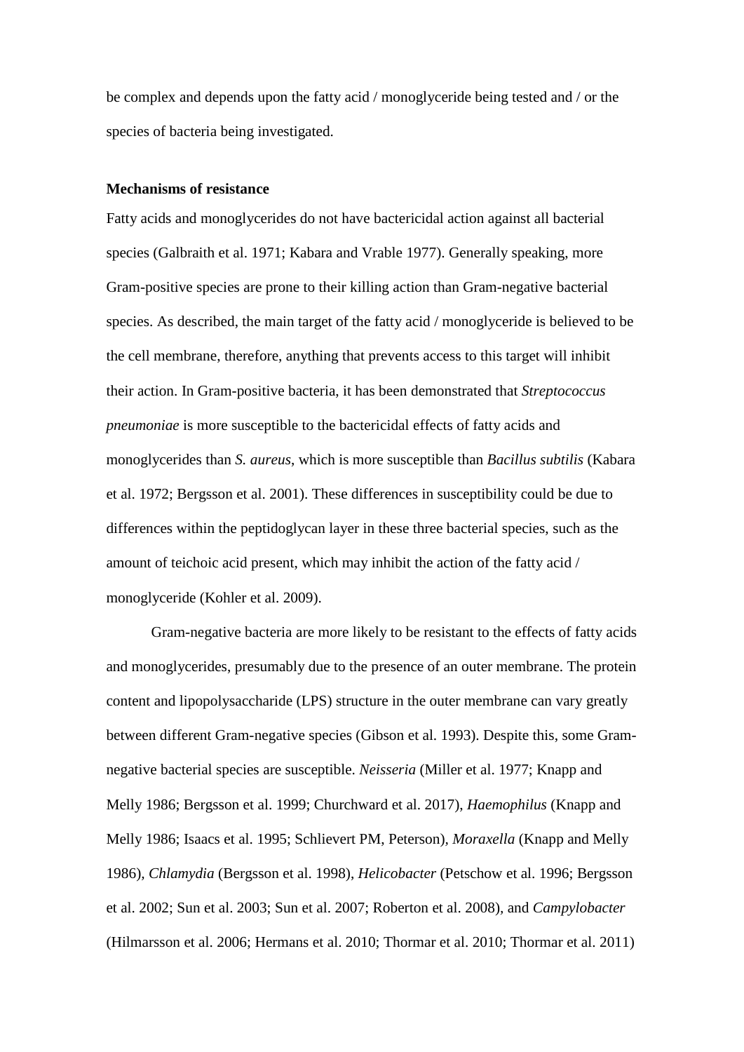be complex and depends upon the fatty acid / monoglyceride being tested and / or the species of bacteria being investigated.

**Mechanisms of resistance**

Fatty acids and monoglycerides do not have bactericidal action against all bacterial species (Galbraith et al. 1971; Kabara and Vrable 1977). Generally speaking, more Gram-positive species are prone to their killing action than Gram-negative bacterial species. As described, the main target of the fatty acid / monoglyceride is believed to be the cell membrane, therefore, anything that prevents access to this target will inhibit their action. In Gram-positive bacteria, it has been demonstrated that *Streptococcus pneumoniae* is more susceptible to the bactericidal effects of fatty acids and monoglycerides than *S. aureus*, which is more susceptible than *Bacillus subtilis* (Kabara et al. 1972; Bergsson et al. 2001). These differences in susceptibility could be due to differences within the peptidoglycan layer in these three bacterial species, such as the amount of teichoic acid present, which may inhibit the action of the fatty acid / monoglyceride (Kohler et al. 2009).

Gram-negative bacteria are more likely to be resistant to the effects of fatty acids and monoglycerides, presumably due to the presence of an outer membrane. The protein content and lipopolysaccharide (LPS) structure in the outer membrane can vary greatly between different Gram-negative species (Gibson et al. 1993). Despite this, some Gram-negative bacterial species are susceptible. *Neisseria* (Miller et al. 1977; Knapp and Melly 1986; Bergsson et al. 1999; Churchward et al. 2017), *Haemophilus* (Knapp and Melly 1986; Isaacs et al. 1995; Schlievert PM, Peterson), *Moraxella* (Knapp and Melly 1986), *Chlamydia* (Bergsson et al. 1998), *Helicobacter* (Petschow et al. 1996; Bergsson et al. 2002; Sun et al. 2003; Sun et al. 2007; Roberton et al. 2008), and *Campylobacter* (Hilmarsson et al. 2006; Hermans et al. 2010; Thormar et al. 2010; Thormar et al. 2011)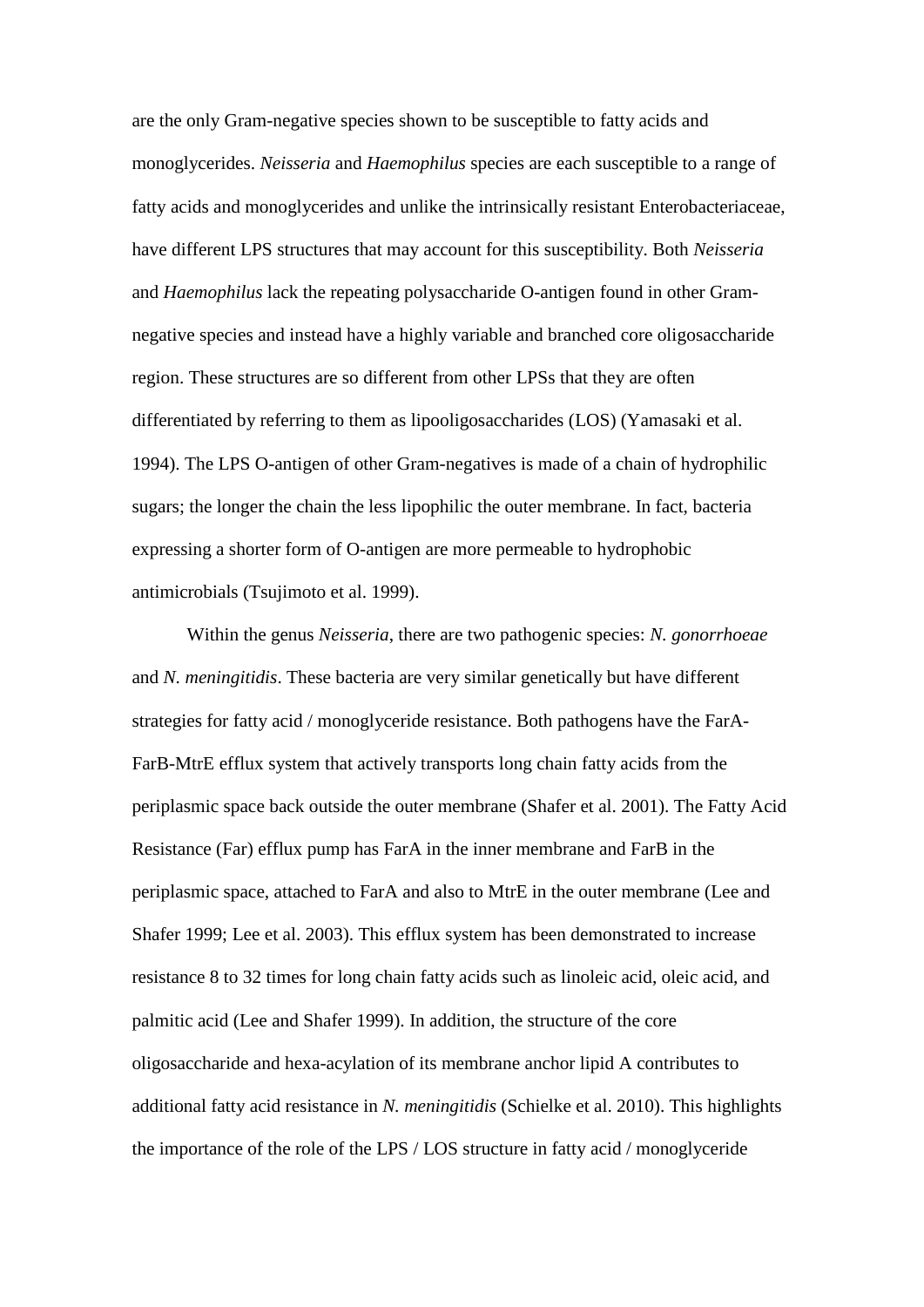are the only Gram-negative species shown to be susceptible to fatty acids and monoglycerides. *Neisseria* and *Haemophilus* species are each susceptible to a range of fatty acids and monoglycerides and unlike the intrinsically resistant Enterobacteriaceae, have different LPS structures that may account for this susceptibility. Both *Neisseria* and *Haemophilus* lack the repeating polysaccharide O-antigen found in other Gram-negative species and instead have a highly variable and branched core oligosaccharide region. These structures are so different from other LPSs that they are often differentiated by referring to them as lipooligosaccharides (LOS) (Yamasaki et al. 1994). The LPS O-antigen of other Gram-negatives is made of a chain of hydrophilic sugars; the longer the chain the less lipophilic the outer membrane. In fact, bacteria expressing a shorter form of O-antigen are more permeable to hydrophobic antimicrobials (Tsujimoto et al. 1999).

Within the genus *Neisseria*, there are two pathogenic species: *N. gonorrhoeae* and *N. meningitidis*. These bacteria are very similar genetically but have different strategies for fatty acid / monoglyceride resistance. Both pathogens have the FarA-FarB-MtrE efflux system that actively transports long chain fatty acids from the periplasmic space back outside the outer membrane (Shafer et al. 2001). The Fatty Acid Resistance (Far) efflux pump has FarA in the inner membrane and FarB in the periplasmic space, attached to FarA and also to MtrE in the outer membrane (Lee and Shafer 1999; Lee et al. 2003). This efflux system has been demonstrated to increase resistance 8 to 32 times for long chain fatty acids such as linoleic acid, oleic acid, and palmitic acid (Lee and Shafer 1999). In addition, the structure of the core oligosaccharide and hexa-acylation of its membrane anchor lipid A contributes to additional fatty acid resistance in *N. meningitidis* (Schielke et al. 2010). This highlights the importance of the role of the LPS / LOS structure in fatty acid / monoglyceride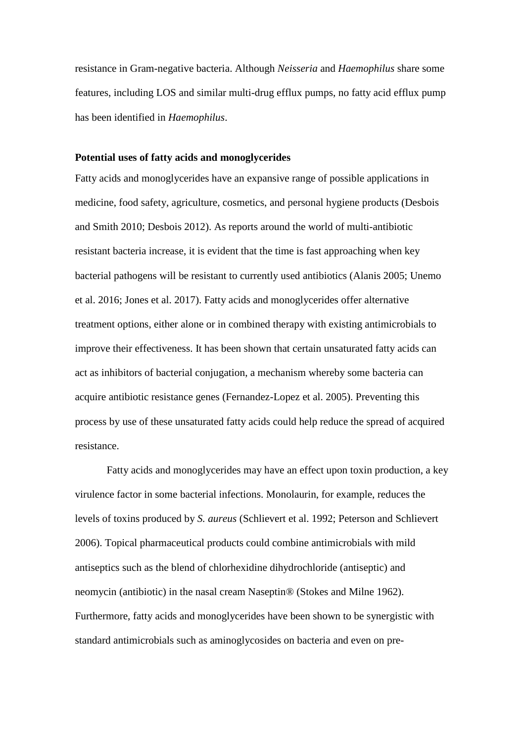resistance in Gram-negative bacteria. Although *Neisseria* and *Haemophilus* share some features, including LOS and similar multi-drug efflux pumps, no fatty acid efflux pump has been identified in *Haemophilus*.

**Potential uses of fatty acids and monoglycerides**

Fatty acids and monoglycerides have an expansive range of possible applications in medicine, food safety, agriculture, cosmetics, and personal hygiene products (Desbois and Smith 2010; Desbois 2012). As reports around the world of multi-antibiotic resistant bacteria increase, it is evident that the time is fast approaching when key bacterial pathogens will be resistant to currently used antibiotics (Alanis 2005; Unemo et al. 2016; Jones et al. 2017). Fatty acids and monoglycerides offer alternative treatment options, either alone or in combined therapy with existing antimicrobials to improve their effectiveness. It has been shown that certain unsaturated fatty acids can act as inhibitors of bacterial conjugation, a mechanism whereby some bacteria can acquire antibiotic resistance genes (Fernandez-Lopez et al. 2005). Preventing this process by use of these unsaturated fatty acids could help reduce the spread of acquired resistance.

Fatty acids and monoglycerides may have an effect upon toxin production, a key virulence factor in some bacterial infections. Monolaurin, for example, reduces the levels of toxins produced by *S. aureus* (Schlievert et al. 1992; Peterson and Schlievert 2006). Topical pharmaceutical products could combine antimicrobials with mild antiseptics such as the blend of chlorhexidine dihydrochloride (antiseptic) and neomycin (antibiotic) in the nasal cream Naseptin® (Stokes and Milne 1962). Furthermore, fatty acids and monoglycerides have been shown to be synergistic with standard antimicrobials such as aminoglycosides on bacteria and even on pre-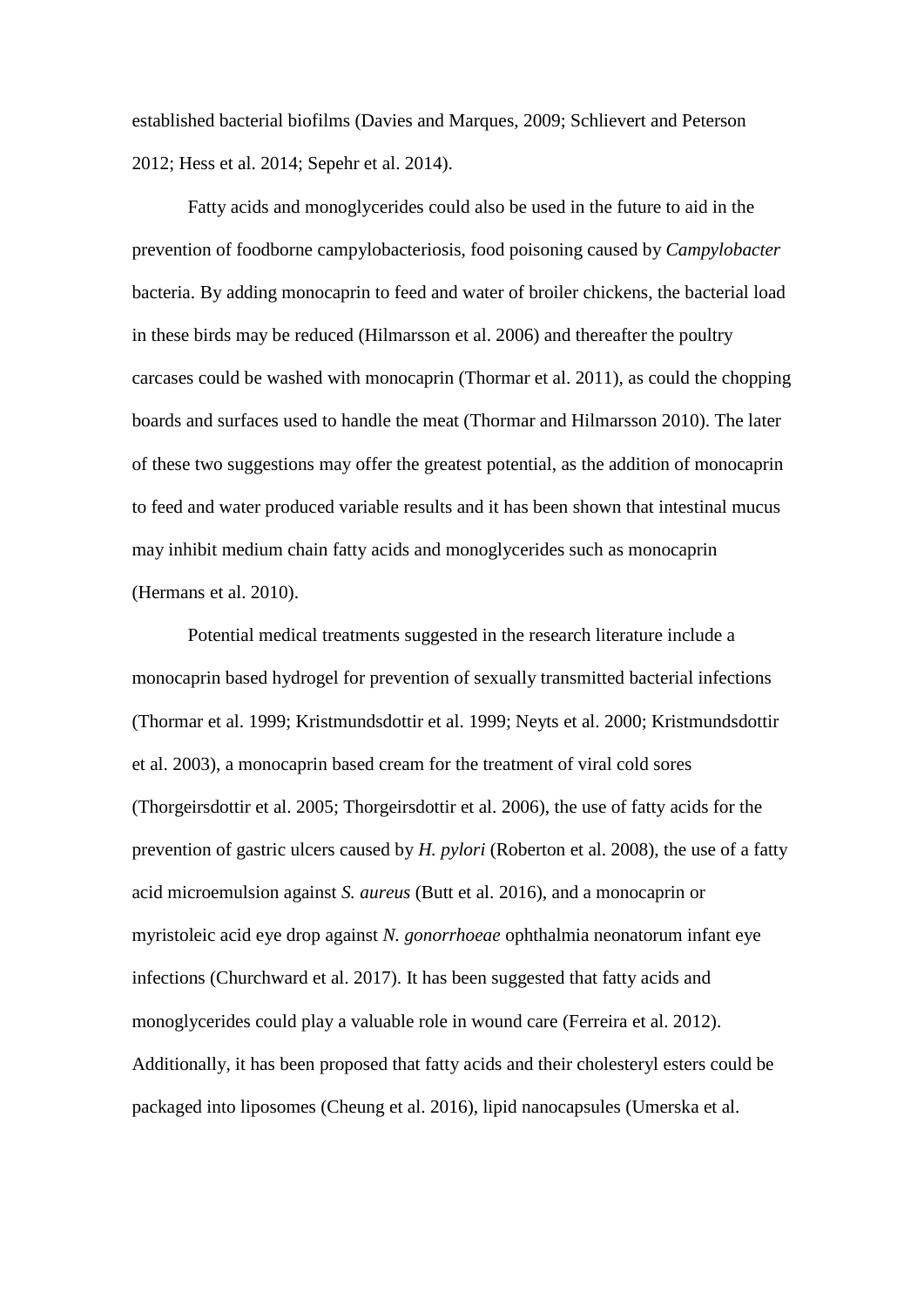established bacterial biofilms (Davies and Marques, 2009; Schlievert and Peterson 2012; Hess et al. 2014; Sepehr et al. 2014).

Fatty acids and monoglycerides could also be used in the future to aid in the prevention of foodborne campylobacteriosis, food poisoning caused by *Campylobacter* bacteria. By adding monocaprin to feed and water of broiler chickens, the bacterial load in these birds may be reduced (Hilmarsson et al. 2006) and thereafter the poultry carcases could be washed with monocaprin (Thormar et al. 2011), as could the chopping boards and surfaces used to handle the meat (Thormar and Hilmarsson 2010). The later of these two suggestions may offer the greatest potential, as the addition of monocaprin to feed and water produced variable results and it has been shown that intestinal mucus may inhibit medium chain fatty acids and monoglycerides such as monocaprin (Hermans et al. 2010).

Potential medical treatments suggested in the research literature include a monocaprin based hydrogel for prevention of sexually transmitted bacterial infections (Thormar et al. 1999; Kristmundsdottir et al. 1999; Neyts et al. 2000; Kristmundsdottir et al. 2003), a monocaprin based cream for the treatment of viral cold sores (Thorgeirsdottir et al. 2005; Thorgeirsdottir et al. 2006), the use of fatty acids for the prevention of gastric ulcers caused by *H. pylori* (Roberton et al. 2008), the use of a fatty acid microemulsion against *S. aureus* (Butt et al. 2016), and a monocaprin or myristoleic acid eye drop against *N. gonorrhoeae* ophthalmia neonatorum infant eye infections (Churchward et al. 2017). It has been suggested that fatty acids and monoglycerides could play a valuable role in wound care (Ferreira et al. 2012). Additionally, it has been proposed that fatty acids and their cholesteryl esters could be packaged into liposomes (Cheung et al. 2016), lipid nanocapsules (Umerska et al.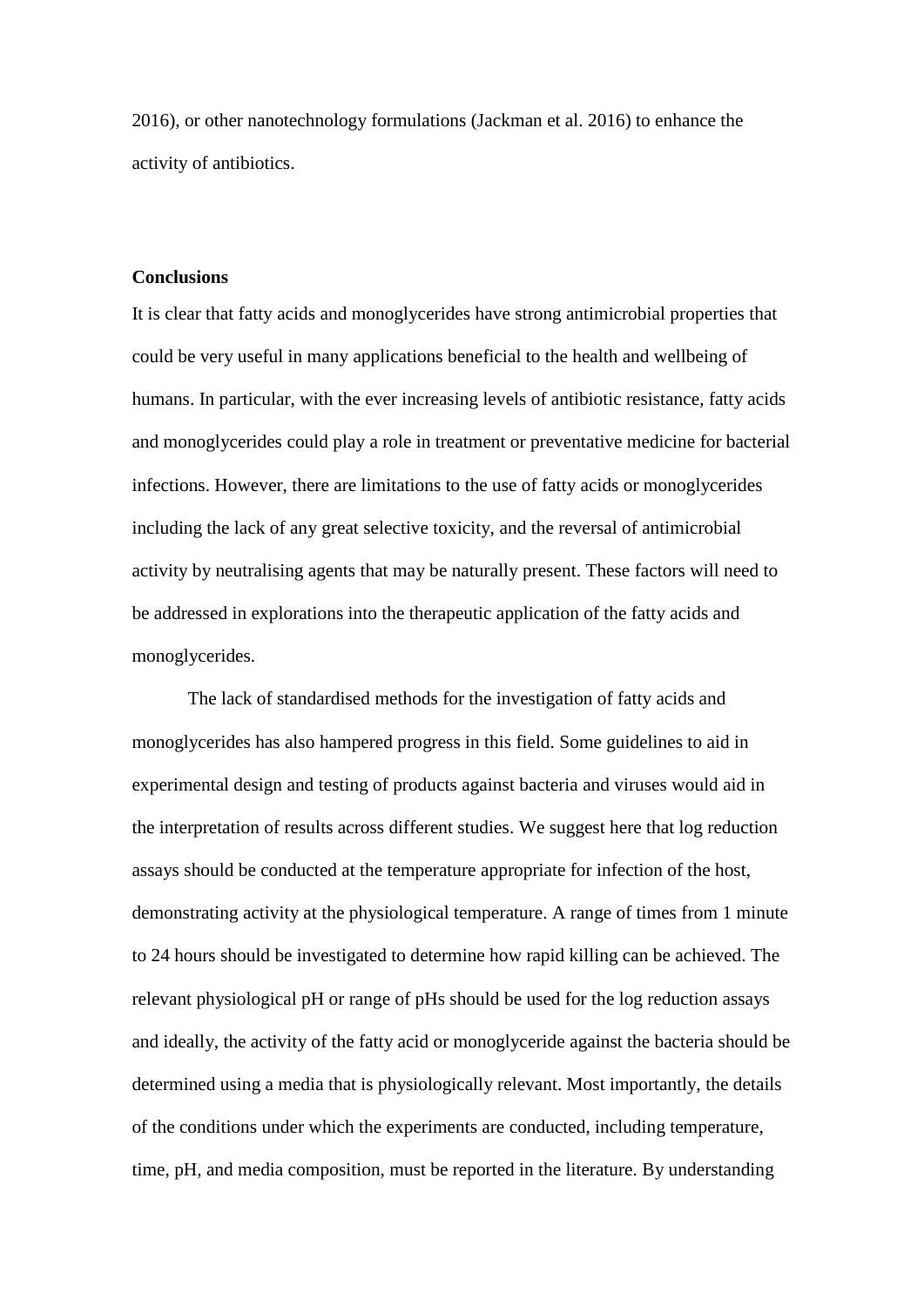2016), or other nanotechnology formulations (Jackman et al. 2016) to enhance the activity of antibiotics.

## Conclusions

It is clear that fatty acids and monoglycerides have strong antimicrobial properties that could be very useful in many applications beneficial to the health and wellbeing of humans. In particular, with the ever increasing levels of antibiotic resistance, fatty acids and monoglycerides could play a role in treatment or preventative medicine for bacterial infections. However, there are limitations to the use of fatty acids or monoglycerides including the lack of any great selective toxicity, and the reversal of antimicrobial activity by neutralising agents that may be naturally present. These factors will need to be addressed in explorations into the therapeutic application of the fatty acids and monoglycerides.

The lack of standardised methods for the investigation of fatty acids and monoglycerides has also hampered progress in this field. Some guidelines to aid in experimental design and testing of products against bacteria and viruses would aid in the interpretation of results across different studies. We suggest here that log reduction assays should be conducted at the temperature appropriate for infection of the host, demonstrating activity at the physiological temperature. A range of times from 1 minute to 24 hours should be investigated to determine how rapid killing can be achieved. The relevant physiological pH or range of pHs should be used for the log reduction assays and ideally, the activity of the fatty acid or monoglyceride against the bacteria should be determined using a media that is physiologically relevant. Most importantly, the details of the conditions under which the experiments are conducted, including temperature, time, pH, and media composition, must be reported in the literature. By understanding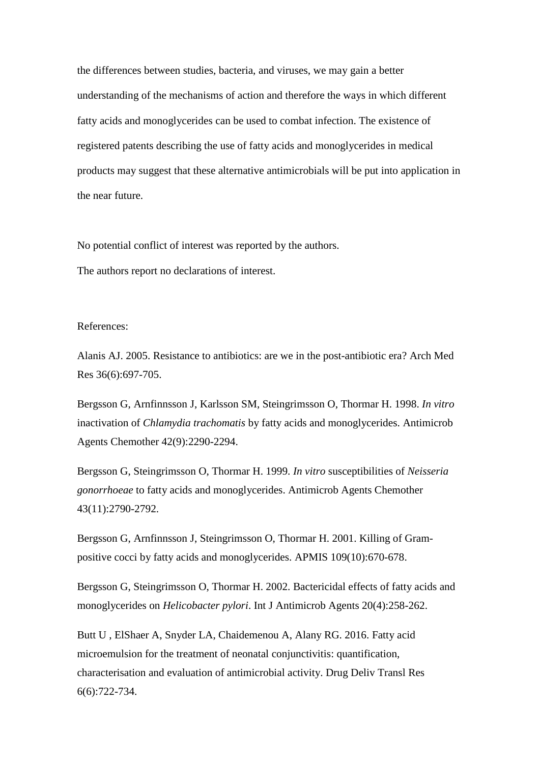the differences between studies, bacteria, and viruses, we may gain a better understanding of the mechanisms of action and therefore the ways in which different fatty acids and monoglycerides can be used to combat infection. The existence of registered patents describing the use of fatty acids and monoglycerides in medical products may suggest that these alternative antimicrobials will be put into application in the near future.

No potential conflict of interest was reported by the authors.

The authors report no declarations of interest.

References:

Alanis AJ. 2005. Resistance to antibiotics: are we in the post-antibiotic era? Arch Med Res 36(6):697-705.

Bergsson G, Arnfinnsson J, Karlsson SM, Steingrimsson O, Thormar H. 1998. *In vitro* inactivation of *Chlamydia trachomatis* by fatty acids and monoglycerides. Antimicrob Agents Chemother 42(9):2290-2294.

Bergsson G, Steingrimsson O, Thormar H. 1999. *In vitro* susceptibilities of *Neisseria gonorrhoeae* to fatty acids and monoglycerides. Antimicrob Agents Chemother 43(11):2790-2792.

Bergsson G, Arnfinnsson J, Steingrimsson O, Thormar H. 2001. Killing of Gram-positive cocci by fatty acids and monoglycerides. APMIS 109(10):670-678.

Bergsson G, Steingrimsson O, Thormar H. 2002. Bactericidal effects of fatty acids and monoglycerides on *Helicobacter pylori*. Int J Antimicrob Agents 20(4):258-262.

Butt U , ElShaer A, Snyder LA, Chaidemenou A, Alany RG. 2016. Fatty acid microemulsion for the treatment of neonatal conjunctivitis: quantification, characterisation and evaluation of antimicrobial activity. Drug Deliv Transl Res 6(6):722-734.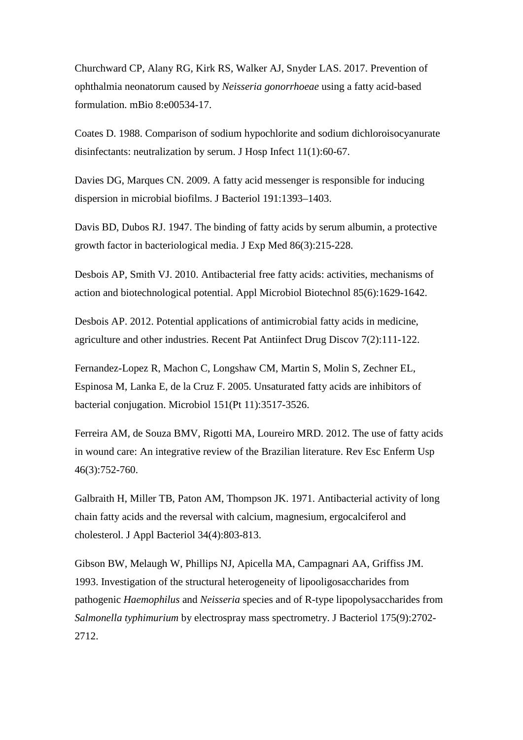Churchward CP, Alany RG, Kirk RS, Walker AJ, Snyder LAS. 2017. Prevention of ophthalmia neonatorum caused by *Neisseria gonorrhoeae* using a fatty acid-based formulation. mBio 8:e00534-17.

Coates D. 1988. Comparison of sodium hypochlorite and sodium dichloroisocyanurate disinfectants: neutralization by serum. J Hosp Infect 11(1):60-67.

Davies DG, Marques CN. 2009. A fatty acid messenger is responsible for inducing dispersion in microbial biofilms. J Bacteriol 191:1393–1403.

Davis BD, Dubos RJ. 1947. The binding of fatty acids by serum albumin, a protective growth factor in bacteriological media. J Exp Med 86(3):215-228.

Desbois AP, Smith VJ. 2010. Antibacterial free fatty acids: activities, mechanisms of action and biotechnological potential. Appl Microbiol Biotechnol 85(6):1629-1642.

Desbois AP. 2012. Potential applications of antimicrobial fatty acids in medicine, agriculture and other industries. Recent Pat Antiinfect Drug Discov 7(2):111-122.

Fernandez-Lopez R, Machon C, Longshaw CM, Martin S, Molin S, Zechner EL, Espinosa M, Lanka E, de la Cruz F. 2005. Unsaturated fatty acids are inhibitors of bacterial conjugation. Microbiol 151(Pt 11):3517-3526.

Ferreira AM, de Souza BMV, Rigotti MA, Loureiro MRD. 2012. The use of fatty acids in wound care: An integrative review of the Brazilian literature. Rev Esc Enferm Usp 46(3):752-760.

Galbraith H, Miller TB, Paton AM, Thompson JK. 1971. Antibacterial activity of long chain fatty acids and the reversal with calcium, magnesium, ergocalciferol and cholesterol. J Appl Bacteriol 34(4):803-813.

Gibson BW, Melaugh W, Phillips NJ, Apicella MA, Campagnari AA, Griffiss JM. 1993. Investigation of the structural heterogeneity of lipooligosaccharides from pathogenic *Haemophilus* and *Neisseria* species and of R-type lipopolysaccharides from *Salmonella typhimurium* by electrospray mass spectrometry. J Bacteriol 175(9):2702-2712.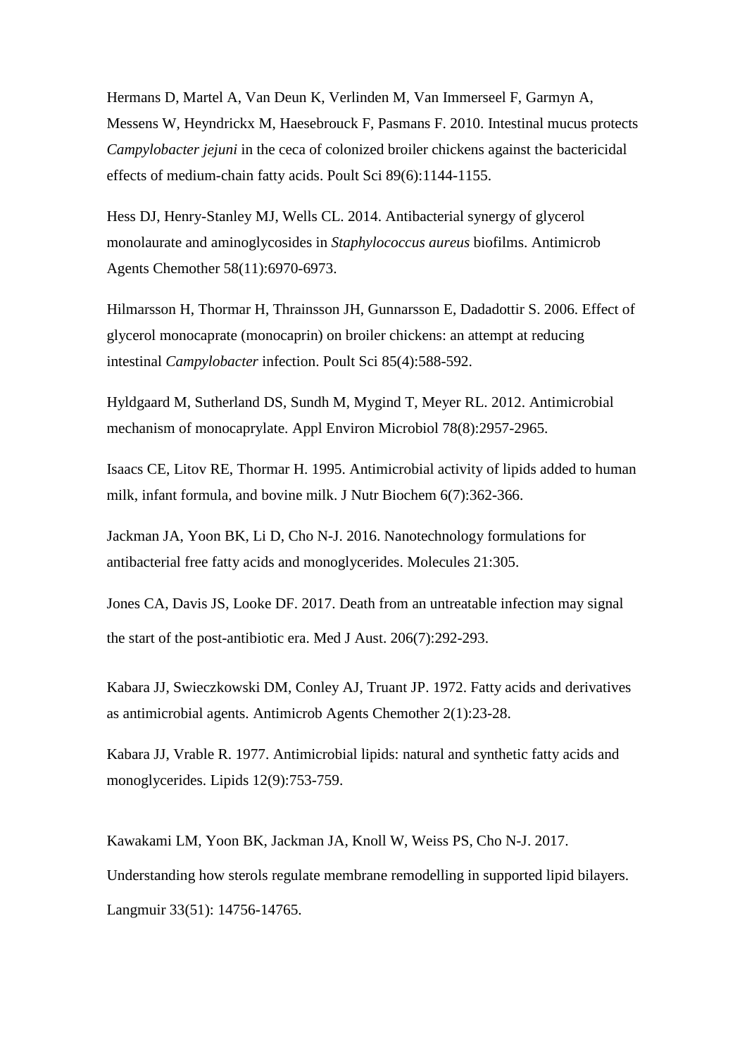Hermans D, Martel A, Van Deun K, Verlinden M, Van Immerseel F, Garmyn A, Messens W, Heyndrickx M, Haesebrouck F, Pasmans F. 2010. Intestinal mucus protects *Campylobacter jejuni* in the ceca of colonized broiler chickens against the bactericidal effects of medium-chain fatty acids. Poult Sci 89(6):1144-1155.

Hess DJ, Henry-Stanley MJ, Wells CL. 2014. Antibacterial synergy of glycerol monolaurate and aminoglycosides in *Staphylococcus aureus* biofilms. Antimicrob Agents Chemother 58(11):6970-6973.

Hilmarsson H, Thormar H, Thrainsson JH, Gunnarsson E, Dadadottir S. 2006. Effect of glycerol monocaprate (monocaprin) on broiler chickens: an attempt at reducing intestinal *Campylobacter* infection. Poult Sci 85(4):588-592.

Hyldgaard M, Sutherland DS, Sundh M, Mygind T, Meyer RL. 2012. Antimicrobial mechanism of monocaprylate. Appl Environ Microbiol 78(8):2957-2965.

Isaacs CE, Litov RE, Thormar H. 1995. Antimicrobial activity of lipids added to human milk, infant formula, and bovine milk. J Nutr Biochem 6(7):362-366.

Jackman JA, Yoon BK, Li D, Cho N-J. 2016. Nanotechnology formulations for antibacterial free fatty acids and monoglycerides. Molecules 21:305.

Jones CA, Davis JS, Looke DF. 2017. Death from an untreatable infection may signal the start of the post-antibiotic era. Med J Aust. 206(7):292-293.

Kabara JJ, Swieczkowski DM, Conley AJ, Truant JP. 1972. Fatty acids and derivatives as antimicrobial agents. Antimicrob Agents Chemother 2(1):23-28.

Kabara JJ, Vrable R. 1977. Antimicrobial lipids: natural and synthetic fatty acids and monoglycerides. Lipids 12(9):753-759.

Kawakami LM, Yoon BK, Jackman JA, Knoll W, Weiss PS, Cho N-J. 2017. Understanding how sterols regulate membrane remodelling in supported lipid bilayers. Langmuir 33(51): 14756-14765.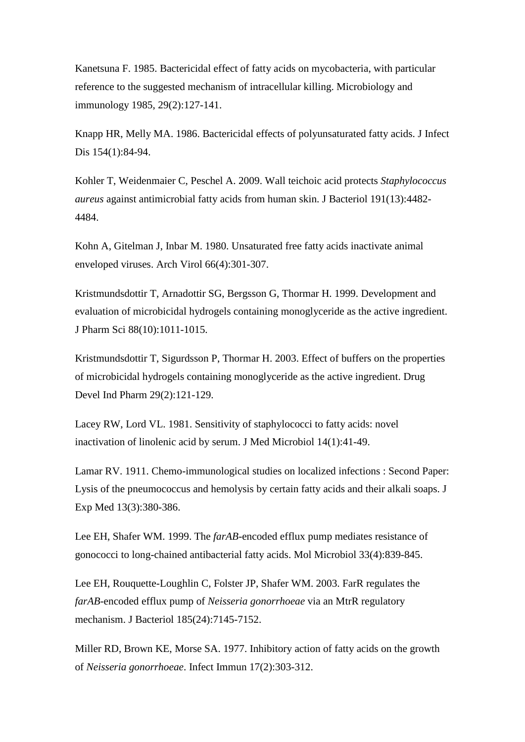Kanetsuna F. 1985. Bactericidal effect of fatty acids on mycobacteria, with particular reference to the suggested mechanism of intracellular killing. Microbiology and immunology 1985, 29(2):127-141.

Knapp HR, Melly MA. 1986. Bactericidal effects of polyunsaturated fatty acids. J Infect Dis 154(1):84-94.

Kohler T, Weidenmaier C, Peschel A. 2009. Wall teichoic acid protects *Staphylococcus aureus* against antimicrobial fatty acids from human skin. J Bacteriol 191(13):4482-4484.

Kohn A, Gitelman J, Inbar M. 1980. Unsaturated free fatty acids inactivate animal enveloped viruses. Arch Virol 66(4):301-307.

Kristmundsdottir T, Arnadottir SG, Bergsson G, Thormar H. 1999. Development and evaluation of microbicidal hydrogels containing monoglyceride as the active ingredient. J Pharm Sci 88(10):1011-1015.

Kristmundsdottir T, Sigurdsson P, Thormar H. 2003. Effect of buffers on the properties of microbicidal hydrogels containing monoglyceride as the active ingredient. Drug Devel Ind Pharm 29(2):121-129.

Lacey RW, Lord VL. 1981. Sensitivity of staphylococci to fatty acids: novel inactivation of linolenic acid by serum. J Med Microbiol 14(1):41-49.

Lamar RV. 1911. Chemo-immunological studies on localized infections : Second Paper: Lysis of the pneumococcus and hemolysis by certain fatty acids and their alkali soaps. J Exp Med 13(3):380-386.

Lee EH, Shafer WM. 1999. The *farAB*-encoded efflux pump mediates resistance of gonococci to long-chained antibacterial fatty acids. Mol Microbiol 33(4):839-845.

Lee EH, Rouquette-Loughlin C, Folster JP, Shafer WM. 2003. FarR regulates the *farAB*-encoded efflux pump of *Neisseria gonorrhoeae* via an MtrR regulatory mechanism. J Bacteriol 185(24):7145-7152.

Miller RD, Brown KE, Morse SA. 1977. Inhibitory action of fatty acids on the growth of *Neisseria gonorrhoeae*. Infect Immun 17(2):303-312.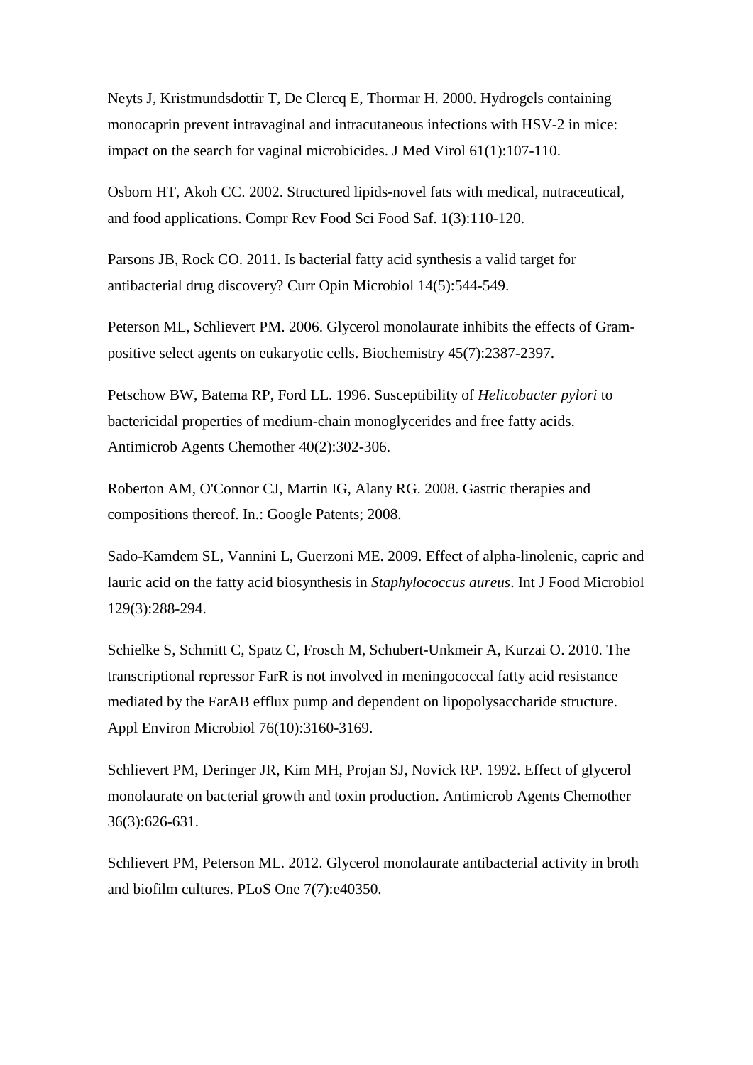Neyts J, Kristmundsdottir T, De Clercq E, Thormar H. 2000. Hydrogels containing monocaprin prevent intravaginal and intracutaneous infections with HSV-2 in mice: impact on the search for vaginal microbicides. J Med Virol 61(1):107-110.

Osborn HT, Akoh CC. 2002. Structured lipids-novel fats with medical, nutraceutical, and food applications. Compr Rev Food Sci Food Saf. 1(3):110-120.

Parsons JB, Rock CO. 2011. Is bacterial fatty acid synthesis a valid target for antibacterial drug discovery? Curr Opin Microbiol 14(5):544-549.

Peterson ML, Schlievert PM. 2006. Glycerol monolaurate inhibits the effects of Gram-positive select agents on eukaryotic cells. Biochemistry 45(7):2387-2397.

Petschow BW, Batema RP, Ford LL. 1996. Susceptibility of *Helicobacter pylori* to bactericidal properties of medium-chain monoglycerides and free fatty acids. Antimicrob Agents Chemother 40(2):302-306.

Roberton AM, O'Connor CJ, Martin IG, Alany RG. 2008. Gastric therapies and compositions thereof. In.: Google Patents; 2008.

Sado-Kamdem SL, Vannini L, Guerzoni ME. 2009. Effect of alpha-linolenic, capric and lauric acid on the fatty acid biosynthesis in *Staphylococcus aureus*. Int J Food Microbiol 129(3):288-294.

Schielke S, Schmitt C, Spatz C, Frosch M, Schubert-Unkmeir A, Kurzai O. 2010. The transcriptional repressor FarR is not involved in meningococcal fatty acid resistance mediated by the FarAB efflux pump and dependent on lipopolysaccharide structure. Appl Environ Microbiol 76(10):3160-3169.

Schlievert PM, Deringer JR, Kim MH, Projan SJ, Novick RP. 1992. Effect of glycerol monolaurate on bacterial growth and toxin production. Antimicrob Agents Chemother 36(3):626-631.

Schlievert PM, Peterson ML. 2012. Glycerol monolaurate antibacterial activity in broth and biofilm cultures. PLoS One 7(7):e40350.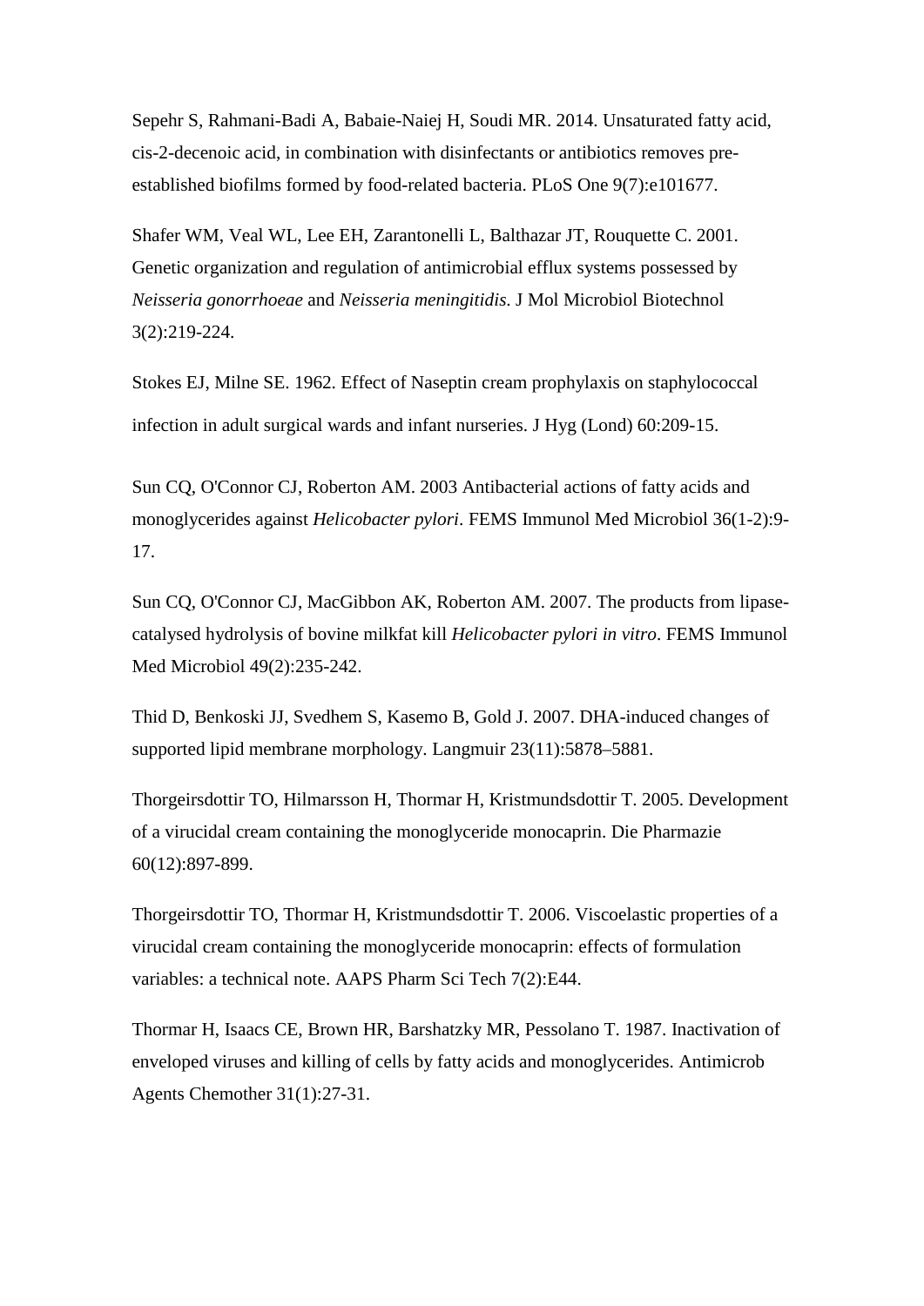Sepehr S, Rahmani-Badi A, Babaie-Naiej H, Soudi MR. 2014. Unsaturated fatty acid, cis-2-decenoic acid, in combination with disinfectants or antibiotics removes pre-established biofilms formed by food-related bacteria. PLoS One 9(7):e101677.

Shafer WM, Veal WL, Lee EH, Zarantonelli L, Balthazar JT, Rouquette C. 2001. Genetic organization and regulation of antimicrobial efflux systems possessed by *Neisseria gonorrhoeae* and *Neisseria meningitidis*. J Mol Microbiol Biotechnol 3(2):219-224.

Stokes EJ, Milne SE. 1962. Effect of Naseptin cream prophylaxis on staphylococcal infection in adult surgical wards and infant nurseries. J Hyg (Lond) 60:209-15.

Sun CQ, O'Connor CJ, Roberton AM. 2003 Antibacterial actions of fatty acids and monoglycerides against *Helicobacter pylori*. FEMS Immunol Med Microbiol 36(1-2):9-17.

Sun CQ, O'Connor CJ, MacGibbon AK, Roberton AM. 2007. The products from lipase-catalysed hydrolysis of bovine milkfat kill *Helicobacter pylori in vitro*. FEMS Immunol Med Microbiol 49(2):235-242.

Thid D, Benkoski JJ, Svedhem S, Kasemo B, Gold J. 2007. DHA-induced changes of supported lipid membrane morphology. Langmuir 23(11):5878–5881.

Thorgeirsdottir TO, Hilmarsson H, Thormar H, Kristmundsdottir T. 2005. Development of a virucidal cream containing the monoglyceride monocaprin. Die Pharmazie 60(12):897-899.

Thorgeirsdottir TO, Thormar H, Kristmundsdottir T. 2006. Viscoelastic properties of a virucidal cream containing the monoglyceride monocaprin: effects of formulation variables: a technical note. AAPS Pharm Sci Tech 7(2):E44.

Thormar H, Isaacs CE, Brown HR, Barshatzky MR, Pessolano T. 1987. Inactivation of enveloped viruses and killing of cells by fatty acids and monoglycerides. Antimicrob Agents Chemother 31(1):27-31.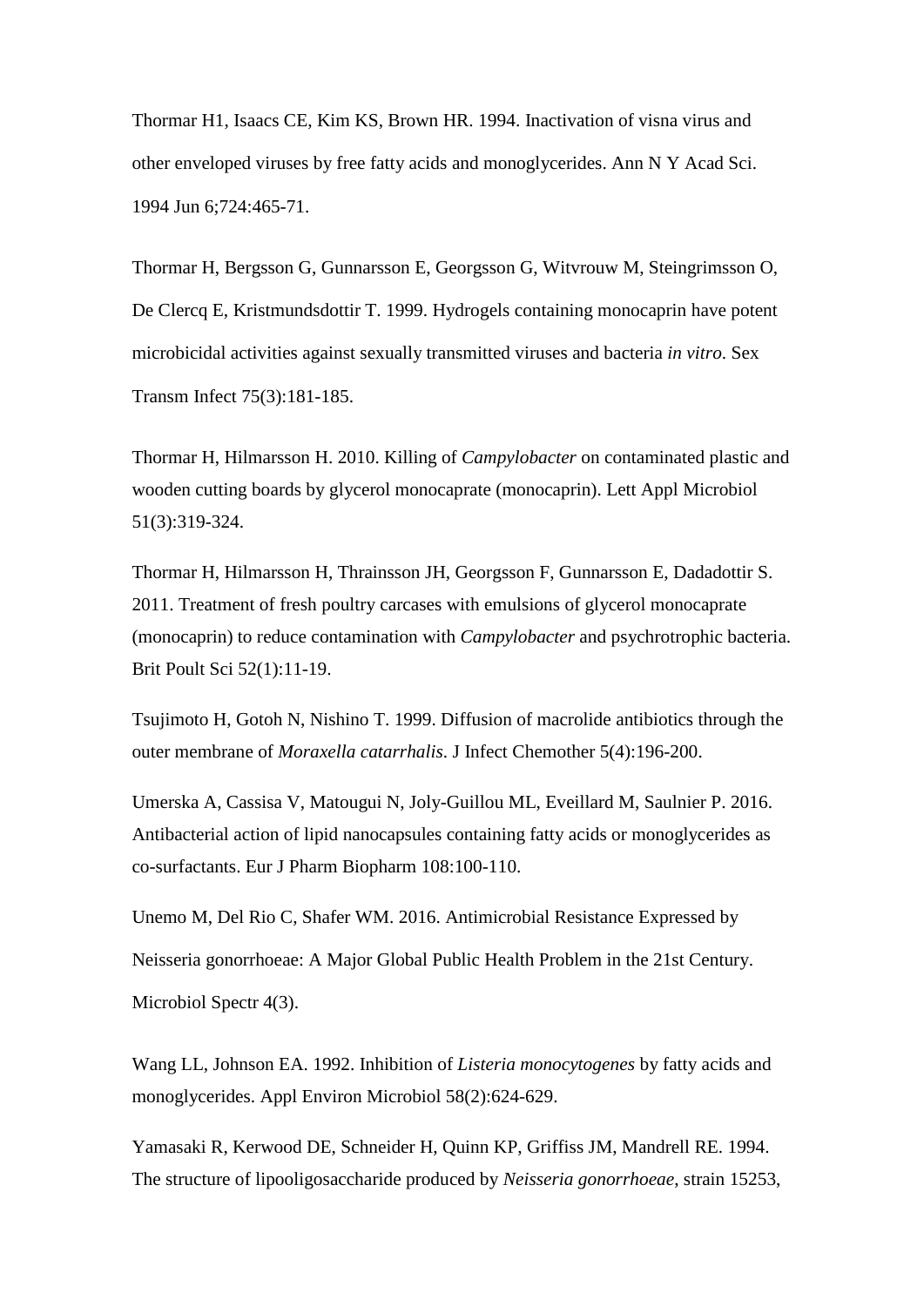Thormar H1, Isaacs CE, Kim KS, Brown HR. 1994. Inactivation of visna virus and other enveloped viruses by free fatty acids and monoglycerides. Ann N Y Acad Sci. 1994 Jun 6;724:465-71.

Thormar H, Bergsson G, Gunnarsson E, Georgsson G, Witvrouw M, Steingrimsson O, De Clercq E, Kristmundsdottir T. 1999. Hydrogels containing monocaprin have potent microbicidal activities against sexually transmitted viruses and bacteria *in vitro*. Sex Transm Infect 75(3):181-185.

Thormar H, Hilmarsson H. 2010. Killing of *Campylobacter* on contaminated plastic and wooden cutting boards by glycerol monocaprate (monocaprin). Lett Appl Microbiol 51(3):319-324.

Thormar H, Hilmarsson H, Thrainsson JH, Georgsson F, Gunnarsson E, Dadadottir S. 2011. Treatment of fresh poultry carcases with emulsions of glycerol monocaprate (monocaprin) to reduce contamination with *Campylobacter* and psychrotrophic bacteria. Brit Poult Sci 52(1):11-19.

Tsujimoto H, Gotoh N, Nishino T. 1999. Diffusion of macrolide antibiotics through the outer membrane of *Moraxella catarrhalis*. J Infect Chemother 5(4):196-200.

Umerska A, Cassisa V, Matougui N, Joly-Guillou ML, Eveillard M, Saulnier P. 2016. Antibacterial action of lipid nanocapsules containing fatty acids or monoglycerides as co-surfactants. Eur J Pharm Biopharm 108:100-110.

Unemo M, Del Rio C, Shafer WM. 2016. Antimicrobial Resistance Expressed by Neisseria gonorrhoeae: A Major Global Public Health Problem in the 21st Century. Microbiol Spectr 4(3).

Wang LL, Johnson EA. 1992. Inhibition of *Listeria monocytogenes* by fatty acids and monoglycerides. Appl Environ Microbiol 58(2):624-629.

Yamasaki R, Kerwood DE, Schneider H, Quinn KP, Griffiss JM, Mandrell RE. 1994. The structure of lipooligosaccharide produced by *Neisseria gonorrhoeae*, strain 15253,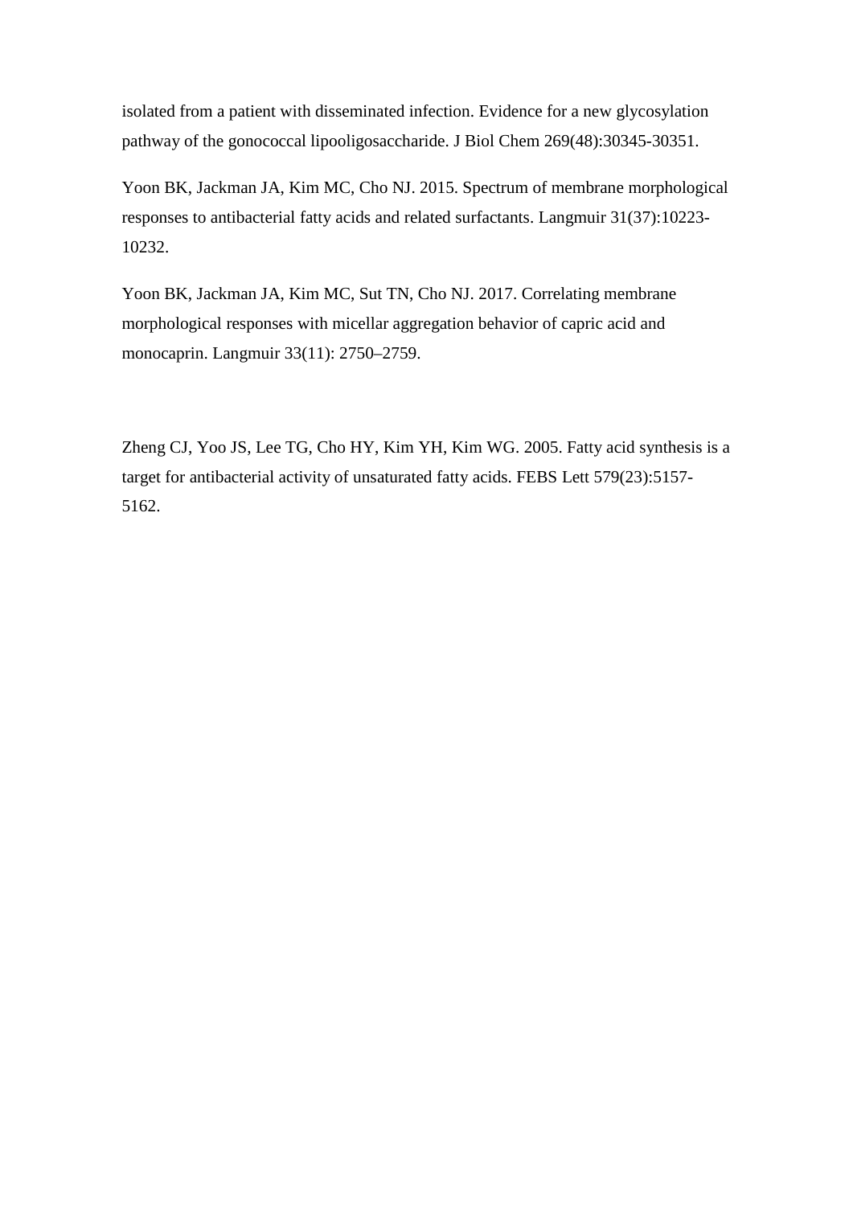isolated from a patient with disseminated infection. Evidence for a new glycosylation pathway of the gonococcal lipooligosaccharide. J Biol Chem 269(48):30345-30351.

Yoon BK, Jackman JA, Kim MC, Cho NJ. 2015. Spectrum of membrane morphological responses to antibacterial fatty acids and related surfactants. Langmuir 31(37):10223-10232.

Yoon BK, Jackman JA, Kim MC, Sut TN, Cho NJ. 2017. Correlating membrane morphological responses with micellar aggregation behavior of capric acid and monocaprin. Langmuir 33(11): 2750–2759.

Zheng CJ, Yoo JS, Lee TG, Cho HY, Kim YH, Kim WG. 2005. Fatty acid synthesis is a target for antibacterial activity of unsaturated fatty acids. FEBS Lett 579(23):5157-5162.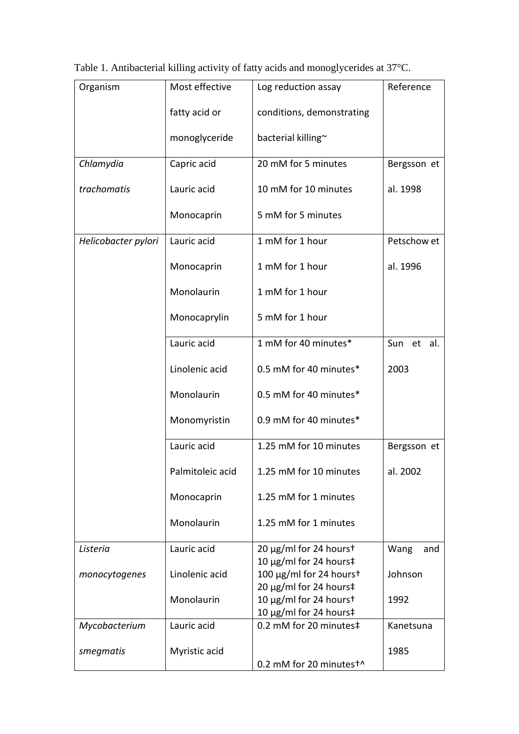Table 1. Antibacterial killing activity of fatty acids and monoglycerides at 37°C.

| Organism | Most effective fatty acid or monoglyceride | Log reduction assay conditions, demonstrating bacterial killing~ | Reference |
|---|---|---|---|
| *Chlamydia trachomatis* | Capric acid | 20 mM for 5 minutes | Bergsson et al. 1998 |
| | Lauric acid | 10 mM for 10 minutes | |
| | Monocaprin | 5 mM for 5 minutes | |
| *Helicobacter pylori* | Lauric acid | 1 mM for 1 hour | Petschow et al. 1996 |
| | Monocaprin | 1 mM for 1 hour | |
| | Monolaurin | 1 mM for 1 hour | |
| | Monocaprylin | 5 mM for 1 hour | |
| | Lauric acid | 1 mM for 40 minutes* | Sun et al. 2003 |
| | Linolenic acid | 0.5 mM for 40 minutes* | |
| | Monolaurin | 0.5 mM for 40 minutes* | |
| | Monomyristin | 0.9 mM for 40 minutes* | |
| | Lauric acid | 1.25 mM for 10 minutes | Bergsson et al. 2002 |
| | Palmitoleic acid | 1.25 mM for 10 minutes | |
| | Monocaprin | 1.25 mM for 1 minutes | |
| | Monolaurin | 1.25 mM for 1 minutes | |
| *Listeria monocytogenes* | Lauric acid | 20 μg/ml for 24 hours† 10 μg/ml for 24 hours‡ | Wang and Johnson 1992 |
| | Linolenic acid | 100 μg/ml for 24 hours† 20 μg/ml for 24 hours‡ | |
| | Monolaurin | 10 μg/ml for 24 hours† 10 μg/ml for 24 hours‡ | |
| *Mycobacterium smegmatis* | Lauric acid | 0.2 mM for 20 minutes‡ | Kanetsuna 1985 |
| | Myristic acid | 0.2 mM for 20 minutes†^ | |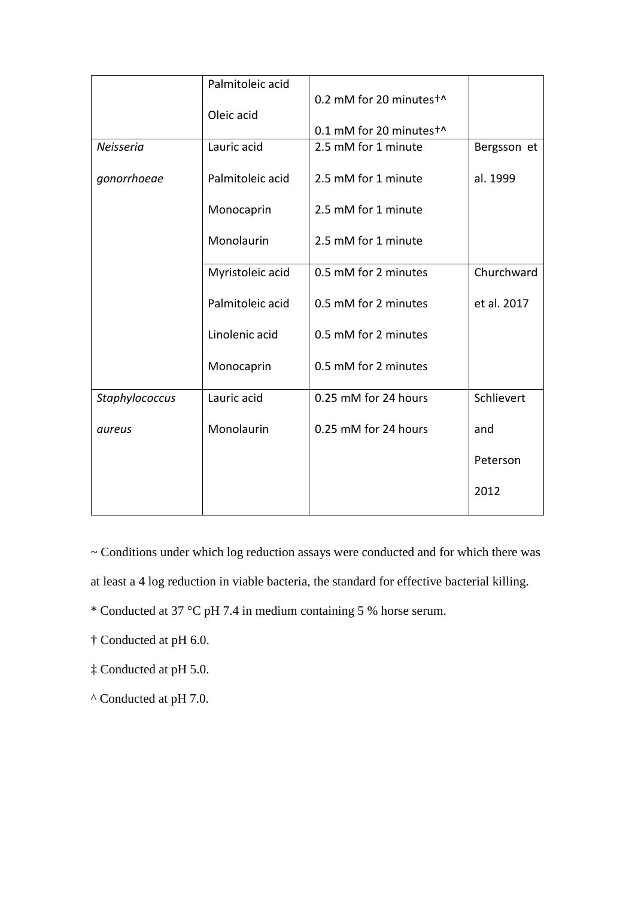| | | | |
|---|---|---|---|
| | Palmitoleic acid | 0.2 mM for 20 minutes†^ | |
| | Oleic acid | 0.1 mM for 20 minutes†^ | |
| *Neisseria gonorrhoeae* | Lauric acid | 2.5 mM for 1 minute | Bergsson et al. 1999 |
| | Palmitoleic acid | 2.5 mM for 1 minute | |
| | Monocaprin | 2.5 mM for 1 minute | |
| | Monolaurin | 2.5 mM for 1 minute | |
| | Myristoleic acid | 0.5 mM for 2 minutes | Churchward et al. 2017 |
| | Palmitoleic acid | 0.5 mM for 2 minutes | |
| | Linolenic acid | 0.5 mM for 2 minutes | |
| | Monocaprin | 0.5 mM for 2 minutes | |
| *Staphylococcus aureus* | Lauric acid | 0.25 mM for 24 hours | Schlievert and Peterson 2012 |
| | Monolaurin | 0.25 mM for 24 hours | |

~ Conditions under which log reduction assays were conducted and for which there was at least a 4 log reduction in viable bacteria, the standard for effective bacterial killing.

* Conducted at 37 °C pH 7.4 in medium containing 5 % horse serum.

† Conducted at pH 6.0.

‡ Conducted at pH 5.0.

^ Conducted at pH 7.0.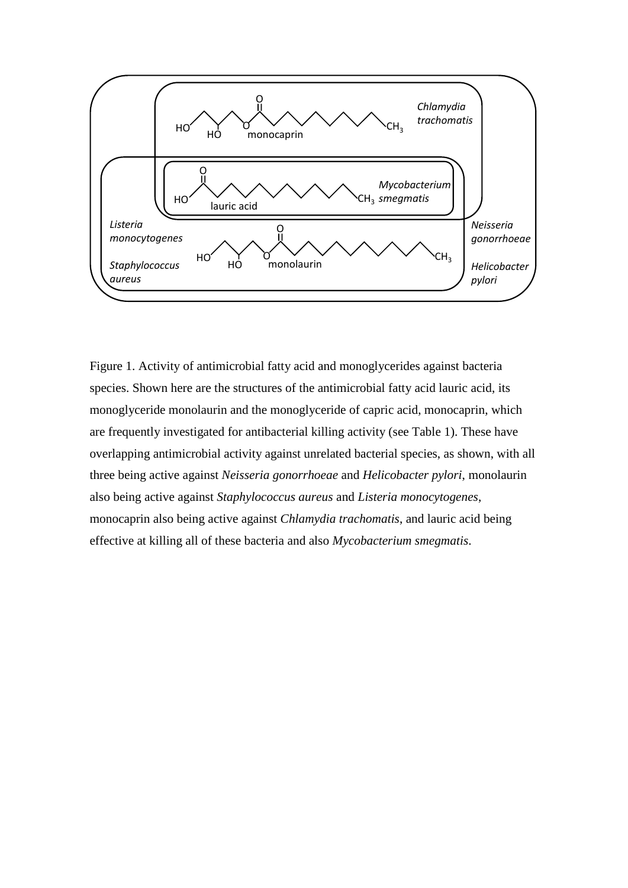monocaprin

*Chlamydia trachomatis*

lauric acid

*Mycobacterium smegmatis*

*Listeria monocytogenes*

*Staphylococcus aureus*

monolaurin

*Neisseria gonorrhoeae*

*Helicobacter pylori*

Figure 1. Activity of antimicrobial fatty acid and monoglycerides against bacteria species. Shown here are the structures of the antimicrobial fatty acid lauric acid, its monoglyceride monolaurin and the monoglyceride of capric acid, monocaprin, which are frequently investigated for antibacterial killing activity (see Table 1). These have overlapping antimicrobial activity against unrelated bacterial species, as shown, with all three being active against *Neisseria gonorrhoeae* and *Helicobacter pylori*, monolaurin also being active against *Staphylococcus aureus* and *Listeria monocytogenes*, monocaprin also being active against *Chlamydia trachomatis*, and lauric acid being effective at killing all of these bacteria and also *Mycobacterium smegmatis*.